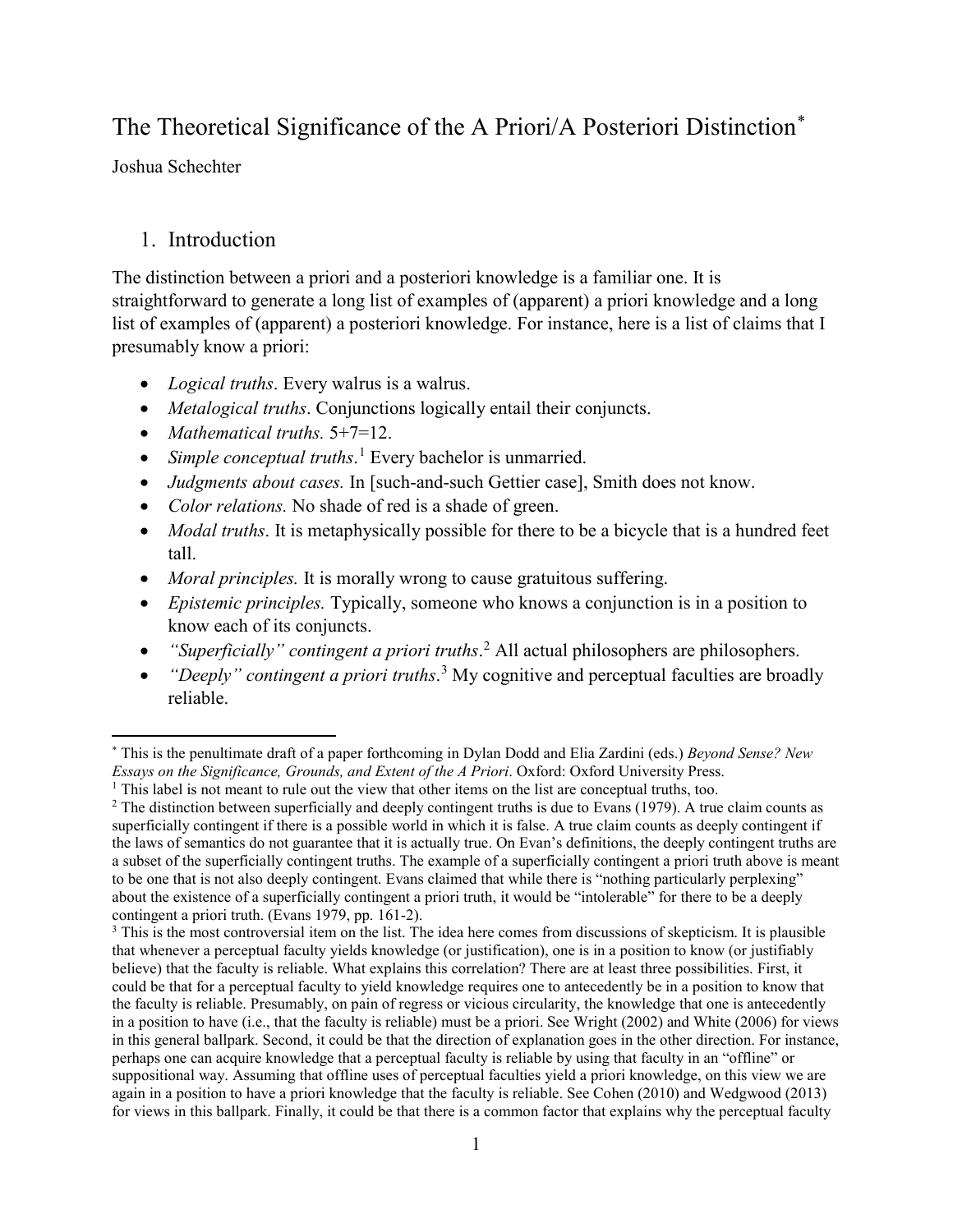# The Theoretical Significance of the A Priori/A Posteriori Distinction[*]

Joshua Schechter

## 1. Introduction

The distinction between a priori and a posteriori knowledge is a familiar one. It is straightforward to generate a long list of examples of (apparent) a priori knowledge and a long list of examples of (apparent) a posteriori knowledge. For instance, here is a list of claims that I presumably know a priori:

- *Logical truths*. Every walrus is a walrus.
- *Metalogical truths*. Conjunctions logically entail their conjuncts.
- *Mathematical truths.* 5+7=12.
- *Simple conceptual truths*.[1] Every bachelor is unmarried.
- *Judgments about cases.* In [such-and-such Gettier case], Smith does not know.
- *Color relations.* No shade of red is a shade of green.
- *Modal truths*. It is metaphysically possible for there to be a bicycle that is a hundred feet tall.
- *Moral principles.* It is morally wrong to cause gratuitous suffering.
- *Epistemic principles.* Typically, someone who knows a conjunction is in a position to know each of its conjuncts.
- *"Superficially" contingent a priori truths*.[2] All actual philosophers are philosophers.
- *"Deeply" contingent a priori truths*.[3] My cognitive and perceptual faculties are broadly reliable.

---

[*] This is the penultimate draft of a paper forthcoming in Dylan Dodd and Elia Zardini (eds.) *Beyond Sense? New Essays on the Significance, Grounds, and Extent of the A Priori*. Oxford: Oxford University Press.

[1] This label is not meant to rule out the view that other items on the list are conceptual truths, too.

[2] The distinction between superficially and deeply contingent truths is due to Evans (1979). A true claim counts as superficially contingent if there is a possible world in which it is false. A true claim counts as deeply contingent if the laws of semantics do not guarantee that it is actually true. On Evan's definitions, the deeply contingent truths are a subset of the superficially contingent truths. The example of a superficially contingent a priori truth above is meant to be one that is not also deeply contingent. Evans claimed that while there is "nothing particularly perplexing" about the existence of a superficially contingent a priori truth, it would be "intolerable" for there to be a deeply contingent a priori truth. (Evans 1979, pp. 161-2).

[3] This is the most controversial item on the list. The idea here comes from discussions of skepticism. It is plausible that whenever a perceptual faculty yields knowledge (or justification), one is in a position to know (or justifiably believe) that the faculty is reliable. What explains this correlation? There are at least three possibilities. First, it could be that for a perceptual faculty to yield knowledge requires one to antecedently be in a position to know that the faculty is reliable. Presumably, on pain of regress or vicious circularity, the knowledge that one is antecedently in a position to have (i.e., that the faculty is reliable) must be a priori. See Wright (2002) and White (2006) for views in this general ballpark. Second, it could be that the direction of explanation goes in the other direction. For instance, perhaps one can acquire knowledge that a perceptual faculty is reliable by using that faculty in an "offline" or suppositional way. Assuming that offline uses of perceptual faculties yield a priori knowledge, on this view we are again in a position to have a priori knowledge that the faculty is reliable. See Cohen (2010) and Wedgwood (2013) for views in this ballpark. Finally, it could be that there is a common factor that explains why the perceptual faculty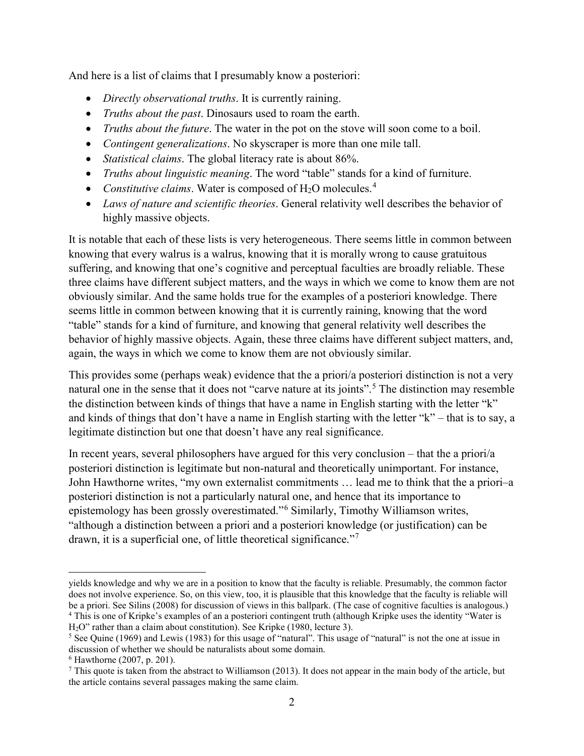And here is a list of claims that I presumably know a posteriori:

- *Directly observational truths*. It is currently raining.
- *Truths about the past*. Dinosaurs used to roam the earth.
- *Truths about the future*. The water in the pot on the stove will soon come to a boil.
- *Contingent generalizations*. No skyscraper is more than one mile tall.
- *Statistical claims*. The global literacy rate is about 86%.
- *Truths about linguistic meaning*. The word "table" stands for a kind of furniture.
- *Constitutive claims*. Water is composed of $H_2O$ molecules.[4]
- *Laws of nature and scientific theories*. General relativity well describes the behavior of highly massive objects.

It is notable that each of these lists is very heterogeneous. There seems little in common between knowing that every walrus is a walrus, knowing that it is morally wrong to cause gratuitous suffering, and knowing that one's cognitive and perceptual faculties are broadly reliable. These three claims have different subject matters, and the ways in which we come to know them are not obviously similar. And the same holds true for the examples of a posteriori knowledge. There seems little in common between knowing that it is currently raining, knowing that the word "table" stands for a kind of furniture, and knowing that general relativity well describes the behavior of highly massive objects. Again, these three claims have different subject matters, and, again, the ways in which we come to know them are not obviously similar.

This provides some (perhaps weak) evidence that the a priori/a posteriori distinction is not a very natural one in the sense that it does not "carve nature at its joints".[5] The distinction may resemble the distinction between kinds of things that have a name in English starting with the letter "k" and kinds of things that don't have a name in English starting with the letter "k" – that is to say, a legitimate distinction but one that doesn't have any real significance.

In recent years, several philosophers have argued for this very conclusion – that the a priori/a posteriori distinction is legitimate but non-natural and theoretically unimportant. For instance, John Hawthorne writes, "my own externalist commitments … lead me to think that the a priori–a posteriori distinction is not a particularly natural one, and hence that its importance to epistemology has been grossly overestimated."[6] Similarly, Timothy Williamson writes, "although a distinction between a priori and a posteriori knowledge (or justification) can be drawn, it is a superficial one, of little theoretical significance."[7]

---

yields knowledge and why we are in a position to know that the faculty is reliable. Presumably, the common factor does not involve experience. So, on this view, too, it is plausible that this knowledge that the faculty is reliable will be a priori. See Silins (2008) for discussion of views in this ballpark. (The case of cognitive faculties is analogous.)

[4] This is one of Kripke's examples of an a posteriori contingent truth (although Kripke uses the identity "Water is $H_2O$" rather than a claim about constitution). See Kripke (1980, lecture 3).

[5] See Quine (1969) and Lewis (1983) for this usage of "natural". This usage of "natural" is not the one at issue in discussion of whether we should be naturalists about some domain.

[6] Hawthorne (2007, p. 201).

[7] This quote is taken from the abstract to Williamson (2013). It does not appear in the main body of the article, but the article contains several passages making the same claim.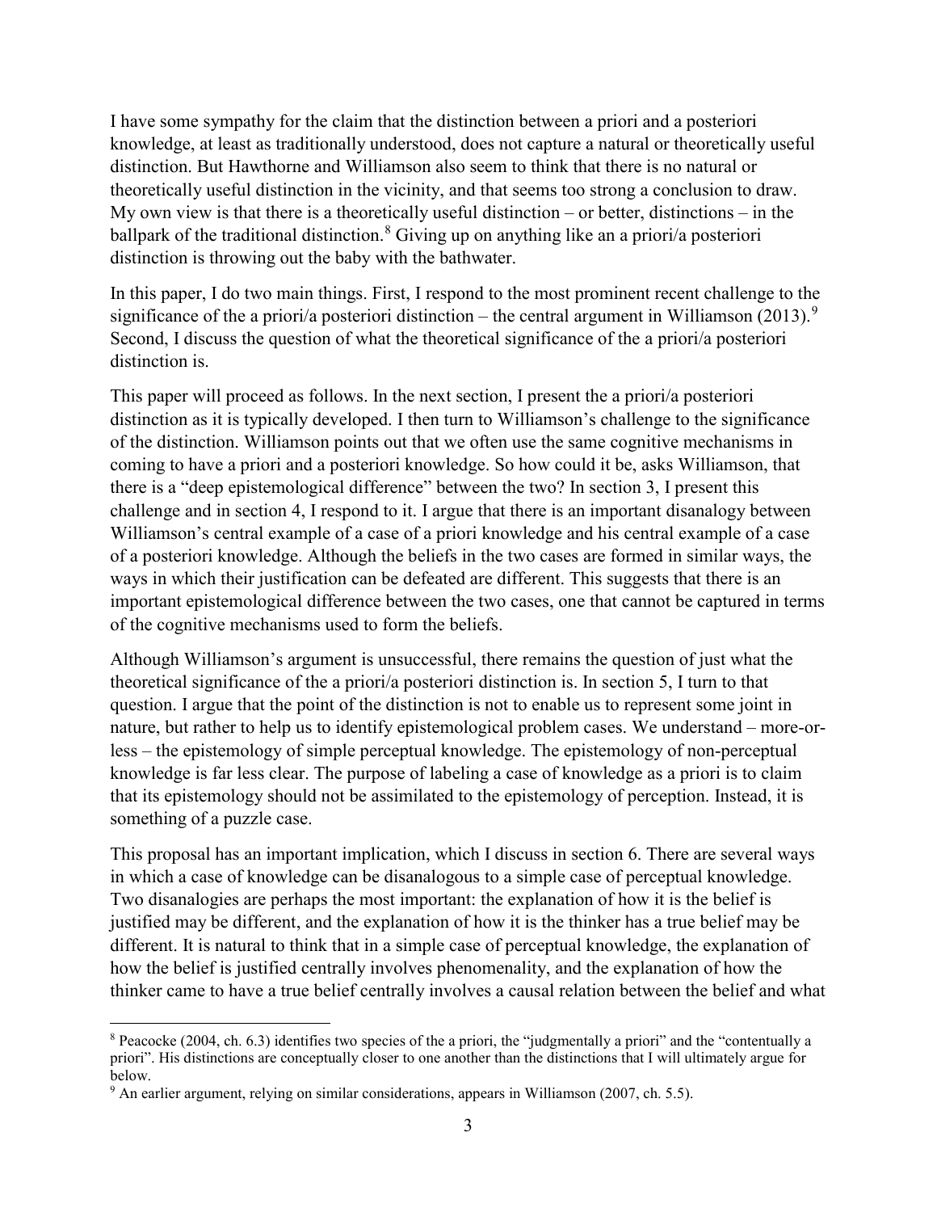I have some sympathy for the claim that the distinction between a priori and a posteriori knowledge, at least as traditionally understood, does not capture a natural or theoretically useful distinction. But Hawthorne and Williamson also seem to think that there is no natural or theoretically useful distinction in the vicinity, and that seems too strong a conclusion to draw. My own view is that there is a theoretically useful distinction – or better, distinctions – in the ballpark of the traditional distinction.[8] Giving up on anything like an a priori/a posteriori distinction is throwing out the baby with the bathwater.

In this paper, I do two main things. First, I respond to the most prominent recent challenge to the significance of the a priori/a posteriori distinction – the central argument in Williamson (2013).[9] Second, I discuss the question of what the theoretical significance of the a priori/a posteriori distinction is.

This paper will proceed as follows. In the next section, I present the a priori/a posteriori distinction as it is typically developed. I then turn to Williamson's challenge to the significance of the distinction. Williamson points out that we often use the same cognitive mechanisms in coming to have a priori and a posteriori knowledge. So how could it be, asks Williamson, that there is a "deep epistemological difference" between the two? In section 3, I present this challenge and in section 4, I respond to it. I argue that there is an important disanalogy between Williamson's central example of a case of a priori knowledge and his central example of a case of a posteriori knowledge. Although the beliefs in the two cases are formed in similar ways, the ways in which their justification can be defeated are different. This suggests that there is an important epistemological difference between the two cases, one that cannot be captured in terms of the cognitive mechanisms used to form the beliefs.

Although Williamson's argument is unsuccessful, there remains the question of just what the theoretical significance of the a priori/a posteriori distinction is. In section 5, I turn to that question. I argue that the point of the distinction is not to enable us to represent some joint in nature, but rather to help us to identify epistemological problem cases. We understand – more-or-less – the epistemology of simple perceptual knowledge. The epistemology of non-perceptual knowledge is far less clear. The purpose of labeling a case of knowledge as a priori is to claim that its epistemology should not be assimilated to the epistemology of perception. Instead, it is something of a puzzle case.

This proposal has an important implication, which I discuss in section 6. There are several ways in which a case of knowledge can be disanalogous to a simple case of perceptual knowledge. Two disanalogies are perhaps the most important: the explanation of how it is the belief is justified may be different, and the explanation of how it is the thinker has a true belief may be different. It is natural to think that in a simple case of perceptual knowledge, the explanation of how the belief is justified centrally involves phenomenality, and the explanation of how the thinker came to have a true belief centrally involves a causal relation between the belief and what

[8] Peacocke (2004, ch. 6.3) identifies two species of the a priori, the "judgmentally a priori" and the "contentually a priori". His distinctions are conceptually closer to one another than the distinctions that I will ultimately argue for below.

[9] An earlier argument, relying on similar considerations, appears in Williamson (2007, ch. 5.5).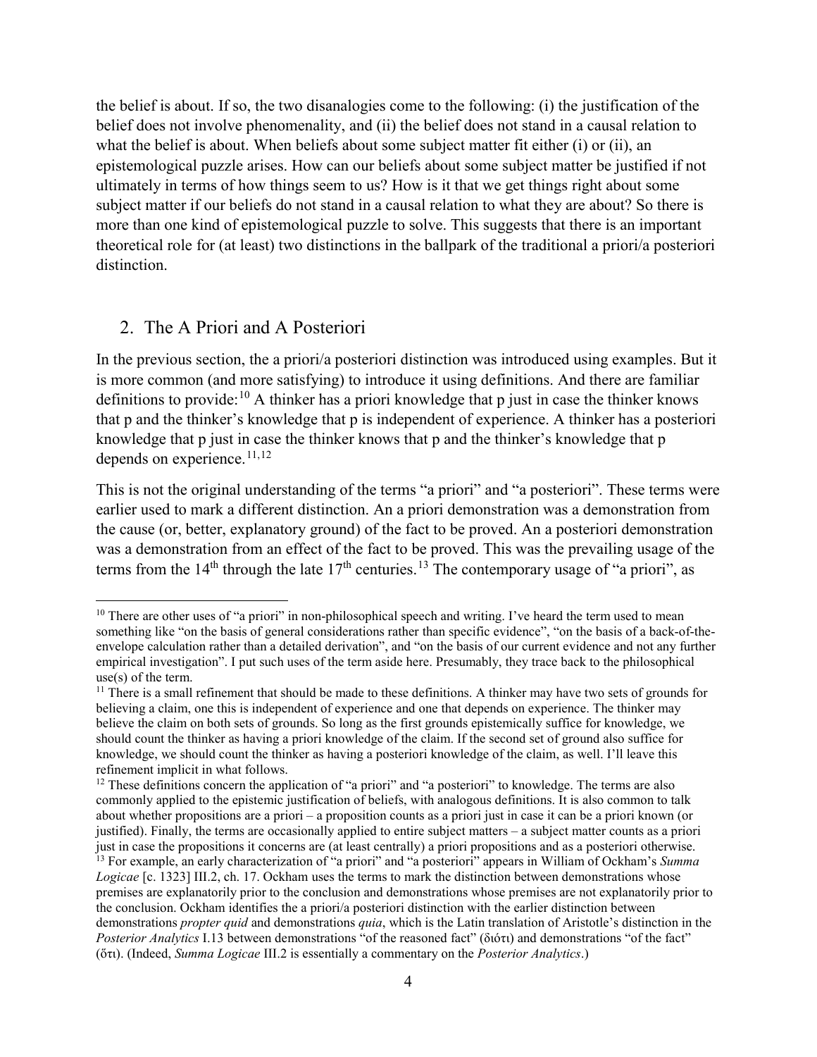the belief is about. If so, the two disanalogies come to the following: (i) the justification of the belief does not involve phenomenality, and (ii) the belief does not stand in a causal relation to what the belief is about. When beliefs about some subject matter fit either (i) or (ii), an epistemological puzzle arises. How can our beliefs about some subject matter be justified if not ultimately in terms of how things seem to us? How is it that we get things right about some subject matter if our beliefs do not stand in a causal relation to what they are about? So there is more than one kind of epistemological puzzle to solve. This suggests that there is an important theoretical role for (at least) two distinctions in the ballpark of the traditional a priori/a posteriori distinction.

## 2. The A Priori and A Posteriori

In the previous section, the a priori/a posteriori distinction was introduced using examples. But it is more common (and more satisfying) to introduce it using definitions. And there are familiar definitions to provide:[10] A thinker has a priori knowledge that p just in case the thinker knows that p and the thinker's knowledge that p is independent of experience. A thinker has a posteriori knowledge that p just in case the thinker knows that p and the thinker's knowledge that p depends on experience.[11,12]

This is not the original understanding of the terms "a priori" and "a posteriori". These terms were earlier used to mark a different distinction. An a priori demonstration was a demonstration from the cause (or, better, explanatory ground) of the fact to be proved. An a posteriori demonstration was a demonstration from an effect of the fact to be proved. This was the prevailing usage of the terms from the 14th through the late 17th centuries.[13] The contemporary usage of "a priori", as

[10] There are other uses of "a priori" in non-philosophical speech and writing. I've heard the term used to mean something like "on the basis of general considerations rather than specific evidence", "on the basis of a back-of-the-envelope calculation rather than a detailed derivation", and "on the basis of our current evidence and not any further empirical investigation". I put such uses of the term aside here. Presumably, they trace back to the philosophical use(s) of the term.

[11] There is a small refinement that should be made to these definitions. A thinker may have two sets of grounds for believing a claim, one this is independent of experience and one that depends on experience. The thinker may believe the claim on both sets of grounds. So long as the first grounds epistemically suffice for knowledge, we should count the thinker as having a priori knowledge of the claim. If the second set of ground also suffice for knowledge, we should count the thinker as having a posteriori knowledge of the claim, as well. I'll leave this refinement implicit in what follows.

[12] These definitions concern the application of "a priori" and "a posteriori" to knowledge. The terms are also commonly applied to the epistemic justification of beliefs, with analogous definitions. It is also common to talk about whether propositions are a priori – a proposition counts as a priori just in case it can be a priori known (or justified). Finally, the terms are occasionally applied to entire subject matters – a subject matter counts as a priori just in case the propositions it concerns are (at least centrally) a priori propositions and as a posteriori otherwise.

[13] For example, an early characterization of "a priori" and "a posteriori" appears in William of Ockham's *Summa Logicae* [c. 1323] III.2, ch. 17. Ockham uses the terms to mark the distinction between demonstrations whose premises are explanatorily prior to the conclusion and demonstrations whose premises are not explanatorily prior to the conclusion. Ockham identifies the a priori/a posteriori distinction with the earlier distinction between demonstrations *propter quid* and demonstrations *quia*, which is the Latin translation of Aristotle's distinction in the *Posterior Analytics* I.13 between demonstrations "of the reasoned fact" (διότι) and demonstrations "of the fact" (ὅτι). (Indeed, *Summa Logicae* III.2 is essentially a commentary on the *Posterior Analytics*.)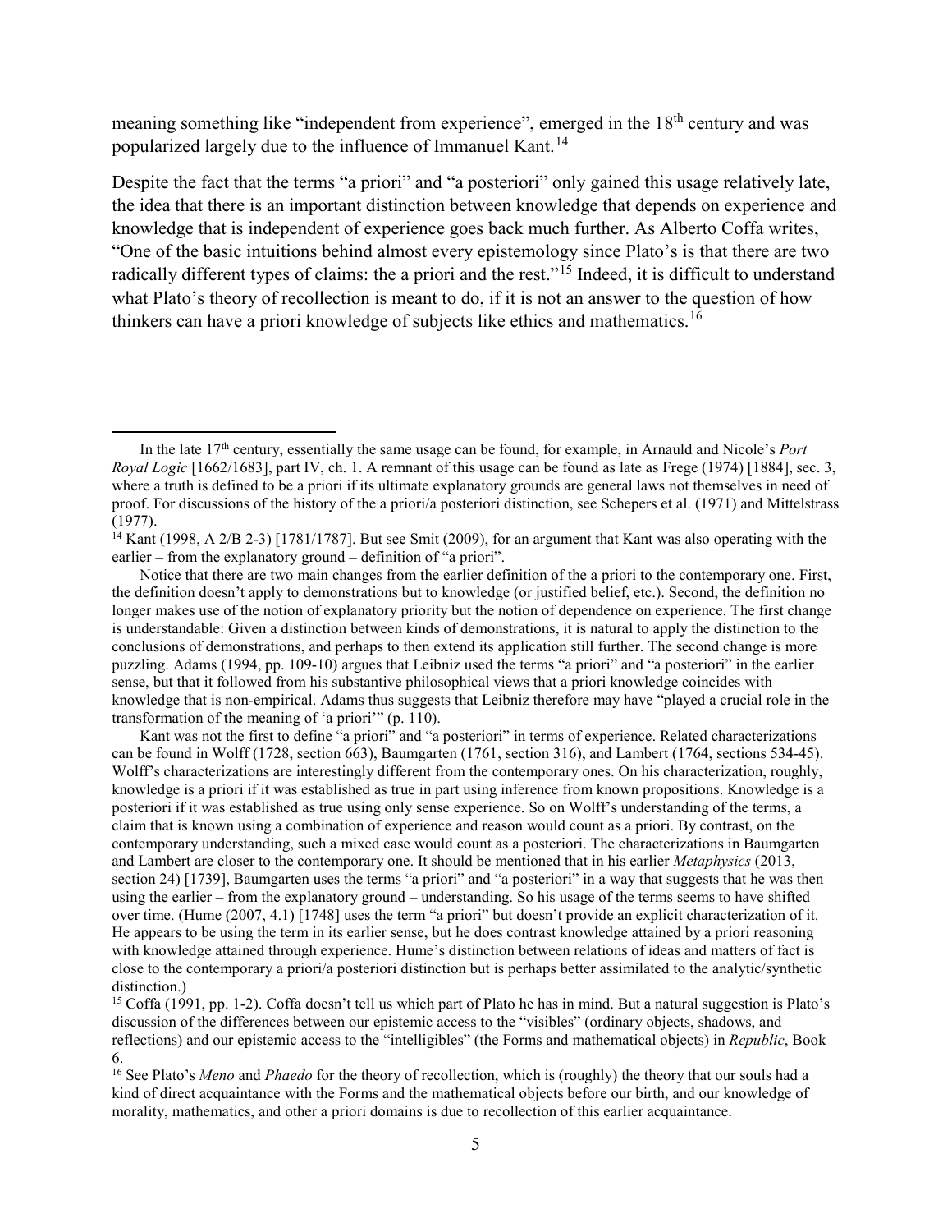meaning something like "independent from experience", emerged in the 18th century and was popularized largely due to the influence of Immanuel Kant.[14]

Despite the fact that the terms "a priori" and "a posteriori" only gained this usage relatively late, the idea that there is an important distinction between knowledge that depends on experience and knowledge that is independent of experience goes back much further. As Alberto Coffa writes, "One of the basic intuitions behind almost every epistemology since Plato's is that there are two radically different types of claims: the a priori and the rest."[15] Indeed, it is difficult to understand what Plato's theory of recollection is meant to do, if it is not an answer to the question of how thinkers can have a priori knowledge of subjects like ethics and mathematics.[16]

---

In the late 17th century, essentially the same usage can be found, for example, in Arnauld and Nicole's *Port Royal Logic* [1662/1683], part IV, ch. 1. A remnant of this usage can be found as late as Frege (1974) [1884], sec. 3, where a truth is defined to be a priori if its ultimate explanatory grounds are general laws not themselves in need of proof. For discussions of the history of the a priori/a posteriori distinction, see Schepers et al. (1971) and Mittelstrass (1977).

[14] Kant (1998, A 2/B 2-3) [1781/1787]. But see Smit (2009), for an argument that Kant was also operating with the earlier – from the explanatory ground – definition of "a priori".

Notice that there are two main changes from the earlier definition of the a priori to the contemporary one. First, the definition doesn't apply to demonstrations but to knowledge (or justified belief, etc.). Second, the definition no longer makes use of the notion of explanatory priority but the notion of dependence on experience. The first change is understandable: Given a distinction between kinds of demonstrations, it is natural to apply the distinction to the conclusions of demonstrations, and perhaps to then extend its application still further. The second change is more puzzling. Adams (1994, pp. 109-10) argues that Leibniz used the terms "a priori" and "a posteriori" in the earlier sense, but that it followed from his substantive philosophical views that a priori knowledge coincides with knowledge that is non-empirical. Adams thus suggests that Leibniz therefore may have "played a crucial role in the transformation of the meaning of 'a priori'" (p. 110).

Kant was not the first to define "a priori" and "a posteriori" in terms of experience. Related characterizations can be found in Wolff (1728, section 663), Baumgarten (1761, section 316), and Lambert (1764, sections 534-45). Wolff's characterizations are interestingly different from the contemporary ones. On his characterization, roughly, knowledge is a priori if it was established as true in part using inference from known propositions. Knowledge is a posteriori if it was established as true using only sense experience. So on Wolff's understanding of the terms, a claim that is known using a combination of experience and reason would count as a priori. By contrast, on the contemporary understanding, such a mixed case would count as a posteriori. The characterizations in Baumgarten and Lambert are closer to the contemporary one. It should be mentioned that in his earlier *Metaphysics* (2013, section 24) [1739], Baumgarten uses the terms "a priori" and "a posteriori" in a way that suggests that he was then using the earlier – from the explanatory ground – understanding. So his usage of the terms seems to have shifted over time. (Hume (2007, 4.1) [1748] uses the term "a priori" but doesn't provide an explicit characterization of it. He appears to be using the term in its earlier sense, but he does contrast knowledge attained by a priori reasoning with knowledge attained through experience. Hume's distinction between relations of ideas and matters of fact is close to the contemporary a priori/a posteriori distinction but is perhaps better assimilated to the analytic/synthetic distinction.)

[15] Coffa (1991, pp. 1-2). Coffa doesn't tell us which part of Plato he has in mind. But a natural suggestion is Plato's discussion of the differences between our epistemic access to the "visibles" (ordinary objects, shadows, and reflections) and our epistemic access to the "intelligibles" (the Forms and mathematical objects) in *Republic*, Book 6.

[16] See Plato's *Meno* and *Phaedo* for the theory of recollection, which is (roughly) the theory that our souls had a kind of direct acquaintance with the Forms and the mathematical objects before our birth, and our knowledge of morality, mathematics, and other a priori domains is due to recollection of this earlier acquaintance.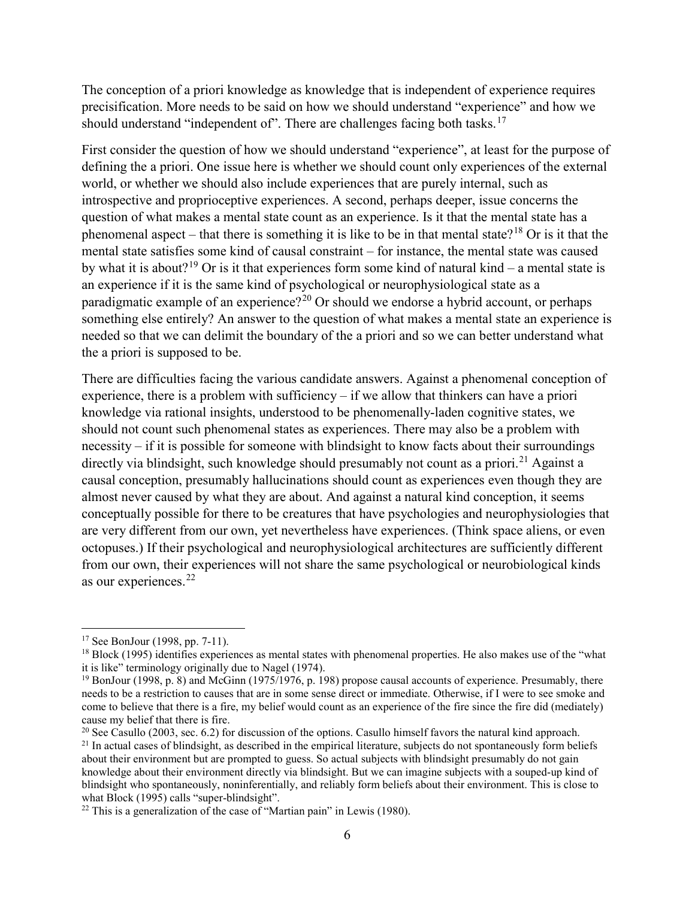The conception of a priori knowledge as knowledge that is independent of experience requires precisification. More needs to be said on how we should understand "experience" and how we should understand "independent of". There are challenges facing both tasks.[17]

First consider the question of how we should understand "experience", at least for the purpose of defining the a priori. One issue here is whether we should count only experiences of the external world, or whether we should also include experiences that are purely internal, such as introspective and proprioceptive experiences. A second, perhaps deeper, issue concerns the question of what makes a mental state count as an experience. Is it that the mental state has a phenomenal aspect – that there is something it is like to be in that mental state?[18] Or is it that the mental state satisfies some kind of causal constraint – for instance, the mental state was caused by what it is about?[19] Or is it that experiences form some kind of natural kind – a mental state is an experience if it is the same kind of psychological or neurophysiological state as a paradigmatic example of an experience?[20] Or should we endorse a hybrid account, or perhaps something else entirely? An answer to the question of what makes a mental state an experience is needed so that we can delimit the boundary of the a priori and so we can better understand what the a priori is supposed to be.

There are difficulties facing the various candidate answers. Against a phenomenal conception of experience, there is a problem with sufficiency – if we allow that thinkers can have a priori knowledge via rational insights, understood to be phenomenally-laden cognitive states, we should not count such phenomenal states as experiences. There may also be a problem with necessity – if it is possible for someone with blindsight to know facts about their surroundings directly via blindsight, such knowledge should presumably not count as a priori.[21] Against a causal conception, presumably hallucinations should count as experiences even though they are almost never caused by what they are about. And against a natural kind conception, it seems conceptually possible for there to be creatures that have psychologies and neurophysiologies that are very different from our own, yet nevertheless have experiences. (Think space aliens, or even octopuses.) If their psychological and neurophysiological architectures are sufficiently different from our own, their experiences will not share the same psychological or neurobiological kinds as our experiences.[22]

---

[17] See BonJour (1998, pp. 7-11).

[18] Block (1995) identifies experiences as mental states with phenomenal properties. He also makes use of the "what it is like" terminology originally due to Nagel (1974).

[19] BonJour (1998, p. 8) and McGinn (1975/1976, p. 198) propose causal accounts of experience. Presumably, there needs to be a restriction to causes that are in some sense direct or immediate. Otherwise, if I were to see smoke and come to believe that there is a fire, my belief would count as an experience of the fire since the fire did (mediately) cause my belief that there is fire.

[20] See Casullo (2003, sec. 6.2) for discussion of the options. Casullo himself favors the natural kind approach.

[21] In actual cases of blindsight, as described in the empirical literature, subjects do not spontaneously form beliefs about their environment but are prompted to guess. So actual subjects with blindsight presumably do not gain knowledge about their environment directly via blindsight. But we can imagine subjects with a souped-up kind of blindsight who spontaneously, noninferentially, and reliably form beliefs about their environment. This is close to what Block (1995) calls "super-blindsight".

[22] This is a generalization of the case of "Martian pain" in Lewis (1980).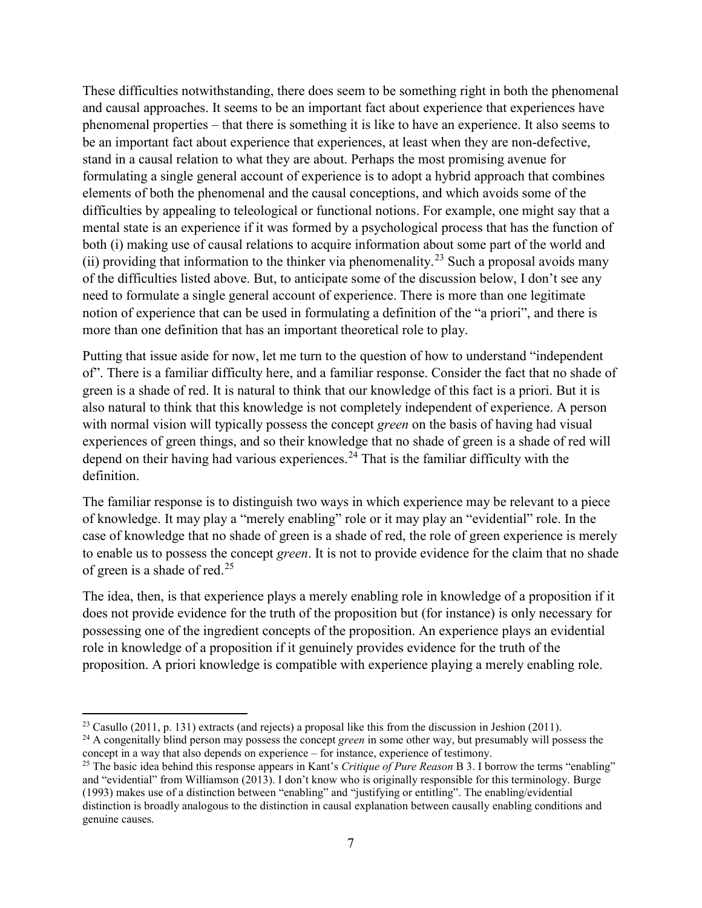These difficulties notwithstanding, there does seem to be something right in both the phenomenal and causal approaches. It seems to be an important fact about experience that experiences have phenomenal properties – that there is something it is like to have an experience. It also seems to be an important fact about experience that experiences, at least when they are non-defective, stand in a causal relation to what they are about. Perhaps the most promising avenue for formulating a single general account of experience is to adopt a hybrid approach that combines elements of both the phenomenal and the causal conceptions, and which avoids some of the difficulties by appealing to teleological or functional notions. For example, one might say that a mental state is an experience if it was formed by a psychological process that has the function of both (i) making use of causal relations to acquire information about some part of the world and (ii) providing that information to the thinker via phenomenality.[23] Such a proposal avoids many of the difficulties listed above. But, to anticipate some of the discussion below, I don't see any need to formulate a single general account of experience. There is more than one legitimate notion of experience that can be used in formulating a definition of the "a priori", and there is more than one definition that has an important theoretical role to play.

Putting that issue aside for now, let me turn to the question of how to understand "independent of". There is a familiar difficulty here, and a familiar response. Consider the fact that no shade of green is a shade of red. It is natural to think that our knowledge of this fact is a priori. But it is also natural to think that this knowledge is not completely independent of experience. A person with normal vision will typically possess the concept *green* on the basis of having had visual experiences of green things, and so their knowledge that no shade of green is a shade of red will depend on their having had various experiences.[24] That is the familiar difficulty with the definition.

The familiar response is to distinguish two ways in which experience may be relevant to a piece of knowledge. It may play a "merely enabling" role or it may play an "evidential" role. In the case of knowledge that no shade of green is a shade of red, the role of green experience is merely to enable us to possess the concept *green*. It is not to provide evidence for the claim that no shade of green is a shade of red.[25]

The idea, then, is that experience plays a merely enabling role in knowledge of a proposition if it does not provide evidence for the truth of the proposition but (for instance) is only necessary for possessing one of the ingredient concepts of the proposition. An experience plays an evidential role in knowledge of a proposition if it genuinely provides evidence for the truth of the proposition. A priori knowledge is compatible with experience playing a merely enabling role.

---

[23] Casullo (2011, p. 131) extracts (and rejects) a proposal like this from the discussion in Jeshion (2011).

[24] A congenitally blind person may possess the concept *green* in some other way, but presumably will possess the concept in a way that also depends on experience – for instance, experience of testimony.

[25] The basic idea behind this response appears in Kant's *Critique of Pure Reason* B 3. I borrow the terms "enabling" and "evidential" from Williamson (2013). I don't know who is originally responsible for this terminology. Burge (1993) makes use of a distinction between "enabling" and "justifying or entitling". The enabling/evidential distinction is broadly analogous to the distinction in causal explanation between causally enabling conditions and genuine causes.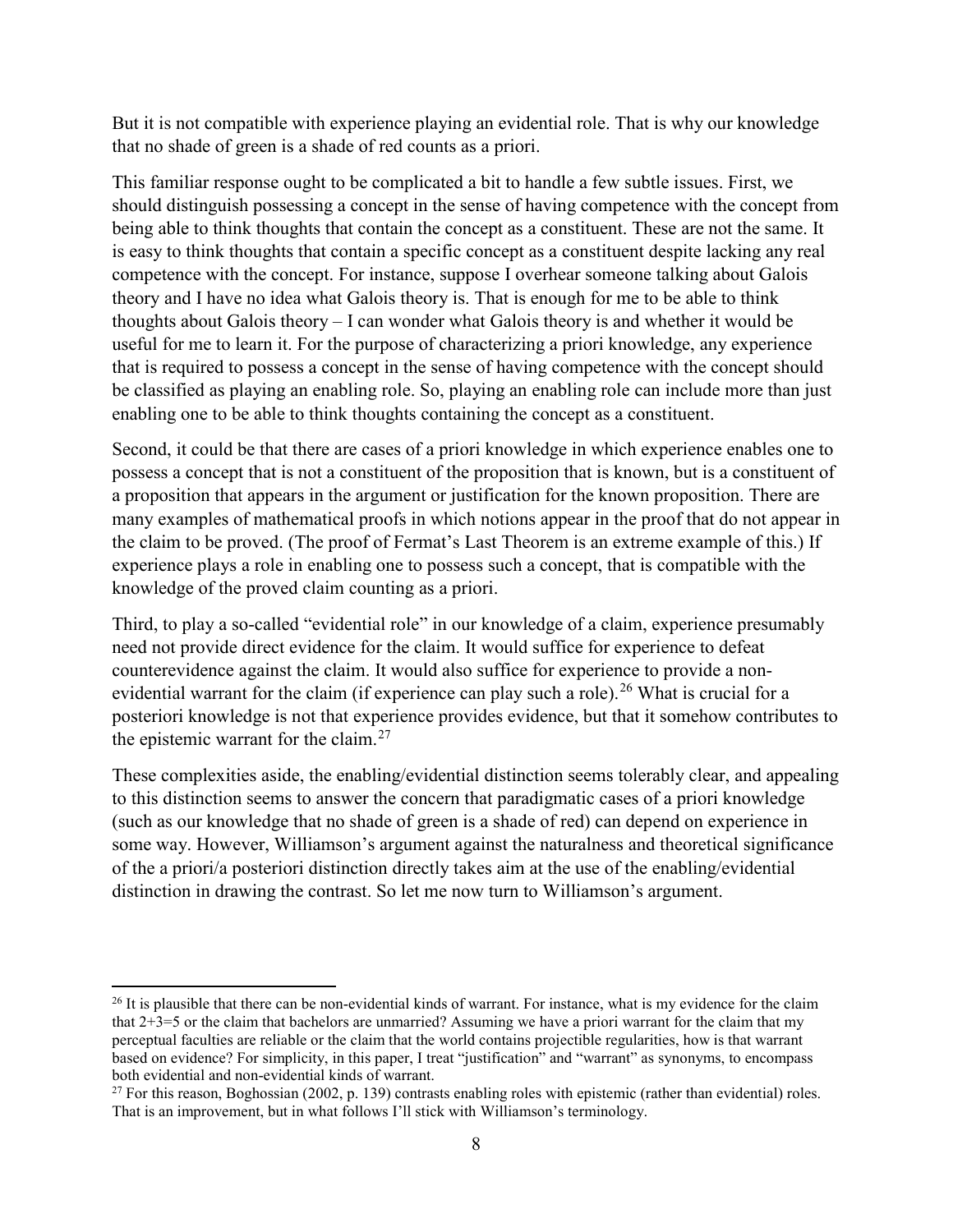But it is not compatible with experience playing an evidential role. That is why our knowledge that no shade of green is a shade of red counts as a priori.

This familiar response ought to be complicated a bit to handle a few subtle issues. First, we should distinguish possessing a concept in the sense of having competence with the concept from being able to think thoughts that contain the concept as a constituent. These are not the same. It is easy to think thoughts that contain a specific concept as a constituent despite lacking any real competence with the concept. For instance, suppose I overhear someone talking about Galois theory and I have no idea what Galois theory is. That is enough for me to be able to think thoughts about Galois theory – I can wonder what Galois theory is and whether it would be useful for me to learn it. For the purpose of characterizing a priori knowledge, any experience that is required to possess a concept in the sense of having competence with the concept should be classified as playing an enabling role. So, playing an enabling role can include more than just enabling one to be able to think thoughts containing the concept as a constituent.

Second, it could be that there are cases of a priori knowledge in which experience enables one to possess a concept that is not a constituent of the proposition that is known, but is a constituent of a proposition that appears in the argument or justification for the known proposition. There are many examples of mathematical proofs in which notions appear in the proof that do not appear in the claim to be proved. (The proof of Fermat's Last Theorem is an extreme example of this.) If experience plays a role in enabling one to possess such a concept, that is compatible with the knowledge of the proved claim counting as a priori.

Third, to play a so-called "evidential role" in our knowledge of a claim, experience presumably need not provide direct evidence for the claim. It would suffice for experience to defeat counterevidence against the claim. It would also suffice for experience to provide a non-evidential warrant for the claim (if experience can play such a role).[26] What is crucial for a posteriori knowledge is not that experience provides evidence, but that it somehow contributes to the epistemic warrant for the claim.[27]

These complexities aside, the enabling/evidential distinction seems tolerably clear, and appealing to this distinction seems to answer the concern that paradigmatic cases of a priori knowledge (such as our knowledge that no shade of green is a shade of red) can depend on experience in some way. However, Williamson's argument against the naturalness and theoretical significance of the a priori/a posteriori distinction directly takes aim at the use of the enabling/evidential distinction in drawing the contrast. So let me now turn to Williamson's argument.

---

[26] It is plausible that there can be non-evidential kinds of warrant. For instance, what is my evidence for the claim that 2+3=5 or the claim that bachelors are unmarried? Assuming we have a priori warrant for the claim that my perceptual faculties are reliable or the claim that the world contains projectible regularities, how is that warrant based on evidence? For simplicity, in this paper, I treat "justification" and "warrant" as synonyms, to encompass both evidential and non-evidential kinds of warrant.

[27] For this reason, Boghossian (2002, p. 139) contrasts enabling roles with epistemic (rather than evidential) roles. That is an improvement, but in what follows I'll stick with Williamson's terminology.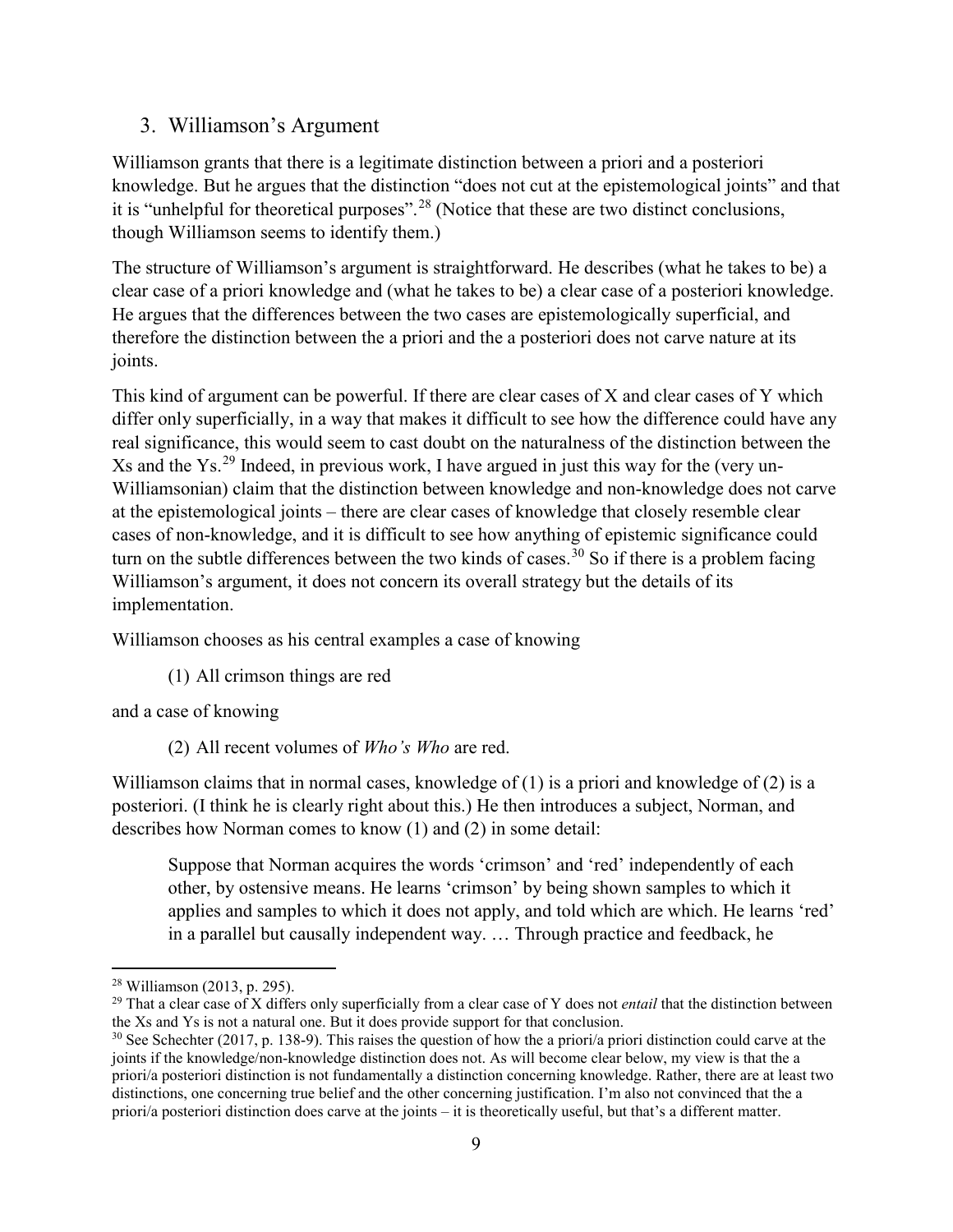## 3. Williamson's Argument

Williamson grants that there is a legitimate distinction between a priori and a posteriori knowledge. But he argues that the distinction "does not cut at the epistemological joints" and that it is "unhelpful for theoretical purposes".[28] (Notice that these are two distinct conclusions, though Williamson seems to identify them.)

The structure of Williamson's argument is straightforward. He describes (what he takes to be) a clear case of a priori knowledge and (what he takes to be) a clear case of a posteriori knowledge. He argues that the differences between the two cases are epistemologically superficial, and therefore the distinction between the a priori and the a posteriori does not carve nature at its joints.

This kind of argument can be powerful. If there are clear cases of X and clear cases of Y which differ only superficially, in a way that makes it difficult to see how the difference could have any real significance, this would seem to cast doubt on the naturalness of the distinction between the Xs and the Ys.[29] Indeed, in previous work, I have argued in just this way for the (very un-Williamsonian) claim that the distinction between knowledge and non-knowledge does not carve at the epistemological joints – there are clear cases of knowledge that closely resemble clear cases of non-knowledge, and it is difficult to see how anything of epistemic significance could turn on the subtle differences between the two kinds of cases.[30] So if there is a problem facing Williamson's argument, it does not concern its overall strategy but the details of its implementation.

Williamson chooses as his central examples a case of knowing

> (1) All crimson things are red

and a case of knowing

> (2) All recent volumes of *Who's Who* are red.

Williamson claims that in normal cases, knowledge of (1) is a priori and knowledge of (2) is a posteriori. (I think he is clearly right about this.) He then introduces a subject, Norman, and describes how Norman comes to know (1) and (2) in some detail:

> Suppose that Norman acquires the words 'crimson' and 'red' independently of each other, by ostensive means. He learns 'crimson' by being shown samples to which it applies and samples to which it does not apply, and told which are which. He learns 'red' in a parallel but causally independent way. … Through practice and feedback, he

---

[28] Williamson (2013, p. 295).

[29] That a clear case of X differs only superficially from a clear case of Y does not *entail* that the distinction between the Xs and Ys is not a natural one. But it does provide support for that conclusion.

[30] See Schechter (2017, p. 138-9). This raises the question of how the a priori/a priori distinction could carve at the joints if the knowledge/non-knowledge distinction does not. As will become clear below, my view is that the a priori/a posteriori distinction is not fundamentally a distinction concerning knowledge. Rather, there are at least two distinctions, one concerning true belief and the other concerning justification. I'm also not convinced that the a priori/a posteriori distinction does carve at the joints – it is theoretically useful, but that's a different matter.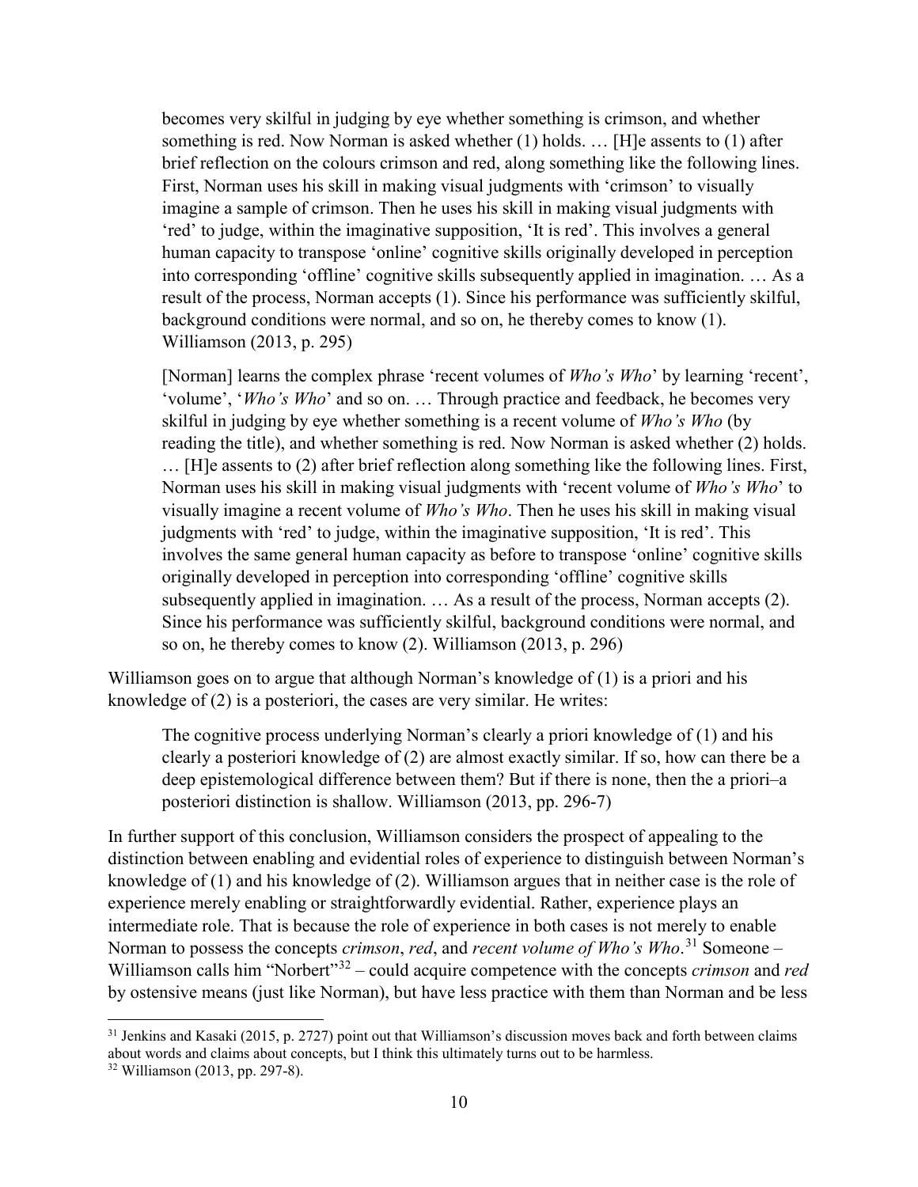> becomes very skilful in judging by eye whether something is crimson, and whether something is red. Now Norman is asked whether (1) holds. … [H]e assents to (1) after brief reflection on the colours crimson and red, along something like the following lines. First, Norman uses his skill in making visual judgments with 'crimson' to visually imagine a sample of crimson. Then he uses his skill in making visual judgments with 'red' to judge, within the imaginative supposition, 'It is red'. This involves a general human capacity to transpose 'online' cognitive skills originally developed in perception into corresponding 'offline' cognitive skills subsequently applied in imagination. … As a result of the process, Norman accepts (1). Since his performance was sufficiently skilful, background conditions were normal, and so on, he thereby comes to know (1). Williamson (2013, p. 295)

> [Norman] learns the complex phrase 'recent volumes of *Who's Who*' by learning 'recent', 'volume', '*Who's Who*' and so on. … Through practice and feedback, he becomes very skilful in judging by eye whether something is a recent volume of *Who's Who* (by reading the title), and whether something is red. Now Norman is asked whether (2) holds. … [H]e assents to (2) after brief reflection along something like the following lines. First, Norman uses his skill in making visual judgments with 'recent volume of *Who's Who*' to visually imagine a recent volume of *Who's Who*. Then he uses his skill in making visual judgments with 'red' to judge, within the imaginative supposition, 'It is red'. This involves the same general human capacity as before to transpose 'online' cognitive skills originally developed in perception into corresponding 'offline' cognitive skills subsequently applied in imagination. … As a result of the process, Norman accepts (2). Since his performance was sufficiently skilful, background conditions were normal, and so on, he thereby comes to know (2). Williamson (2013, p. 296)

Williamson goes on to argue that although Norman's knowledge of (1) is a priori and his knowledge of (2) is a posteriori, the cases are very similar. He writes:

> The cognitive process underlying Norman's clearly a priori knowledge of (1) and his clearly a posteriori knowledge of (2) are almost exactly similar. If so, how can there be a deep epistemological difference between them? But if there is none, then the a priori–a posteriori distinction is shallow. Williamson (2013, pp. 296-7)

In further support of this conclusion, Williamson considers the prospect of appealing to the distinction between enabling and evidential roles of experience to distinguish between Norman's knowledge of (1) and his knowledge of (2). Williamson argues that in neither case is the role of experience merely enabling or straightforwardly evidential. Rather, experience plays an intermediate role. That is because the role of experience in both cases is not merely to enable Norman to possess the concepts *crimson*, *red*, and *recent volume of Who's Who*.[31] Someone – Williamson calls him "Norbert"[32] – could acquire competence with the concepts *crimson* and *red* by ostensive means (just like Norman), but have less practice with them than Norman and be less

[31] Jenkins and Kasaki (2015, p. 2727) point out that Williamson's discussion moves back and forth between claims about words and claims about concepts, but I think this ultimately turns out to be harmless.

[32] Williamson (2013, pp. 297-8).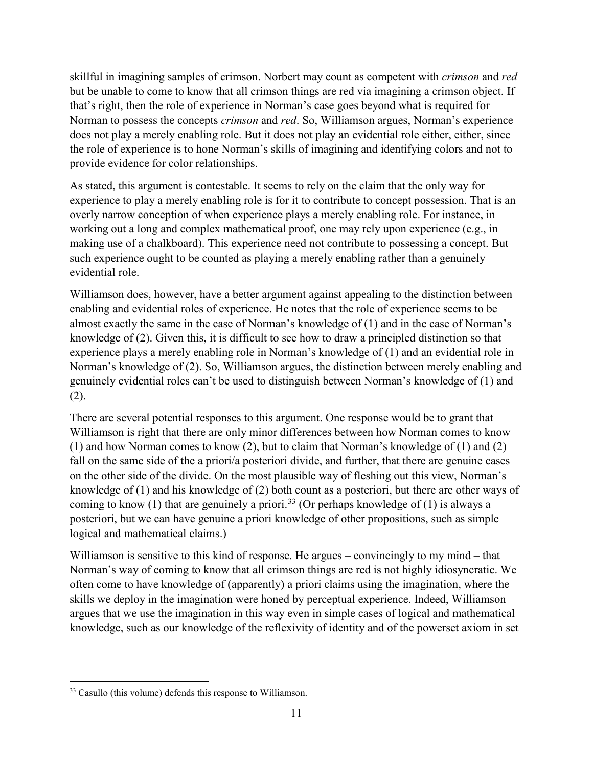skillful in imagining samples of crimson. Norbert may count as competent with *crimson* and *red* but be unable to come to know that all crimson things are red via imagining a crimson object. If that's right, then the role of experience in Norman's case goes beyond what is required for Norman to possess the concepts *crimson* and *red*. So, Williamson argues, Norman's experience does not play a merely enabling role. But it does not play an evidential role either, either, since the role of experience is to hone Norman's skills of imagining and identifying colors and not to provide evidence for color relationships.

As stated, this argument is contestable. It seems to rely on the claim that the only way for experience to play a merely enabling role is for it to contribute to concept possession. That is an overly narrow conception of when experience plays a merely enabling role. For instance, in working out a long and complex mathematical proof, one may rely upon experience (e.g., in making use of a chalkboard). This experience need not contribute to possessing a concept. But such experience ought to be counted as playing a merely enabling rather than a genuinely evidential role.

Williamson does, however, have a better argument against appealing to the distinction between enabling and evidential roles of experience. He notes that the role of experience seems to be almost exactly the same in the case of Norman's knowledge of (1) and in the case of Norman's knowledge of (2). Given this, it is difficult to see how to draw a principled distinction so that experience plays a merely enabling role in Norman's knowledge of (1) and an evidential role in Norman's knowledge of (2). So, Williamson argues, the distinction between merely enabling and genuinely evidential roles can't be used to distinguish between Norman's knowledge of (1) and (2).

There are several potential responses to this argument. One response would be to grant that Williamson is right that there are only minor differences between how Norman comes to know (1) and how Norman comes to know (2), but to claim that Norman's knowledge of (1) and (2) fall on the same side of the a priori/a posteriori divide, and further, that there are genuine cases on the other side of the divide. On the most plausible way of fleshing out this view, Norman's knowledge of (1) and his knowledge of (2) both count as a posteriori, but there are other ways of coming to know (1) that are genuinely a priori.[33] (Or perhaps knowledge of (1) is always a posteriori, but we can have genuine a priori knowledge of other propositions, such as simple logical and mathematical claims.)

Williamson is sensitive to this kind of response. He argues – convincingly to my mind – that Norman's way of coming to know that all crimson things are red is not highly idiosyncratic. We often come to have knowledge of (apparently) a priori claims using the imagination, where the skills we deploy in the imagination were honed by perceptual experience. Indeed, Williamson argues that we use the imagination in this way even in simple cases of logical and mathematical knowledge, such as our knowledge of the reflexivity of identity and of the powerset axiom in set

---

[33] Casullo (this volume) defends this response to Williamson.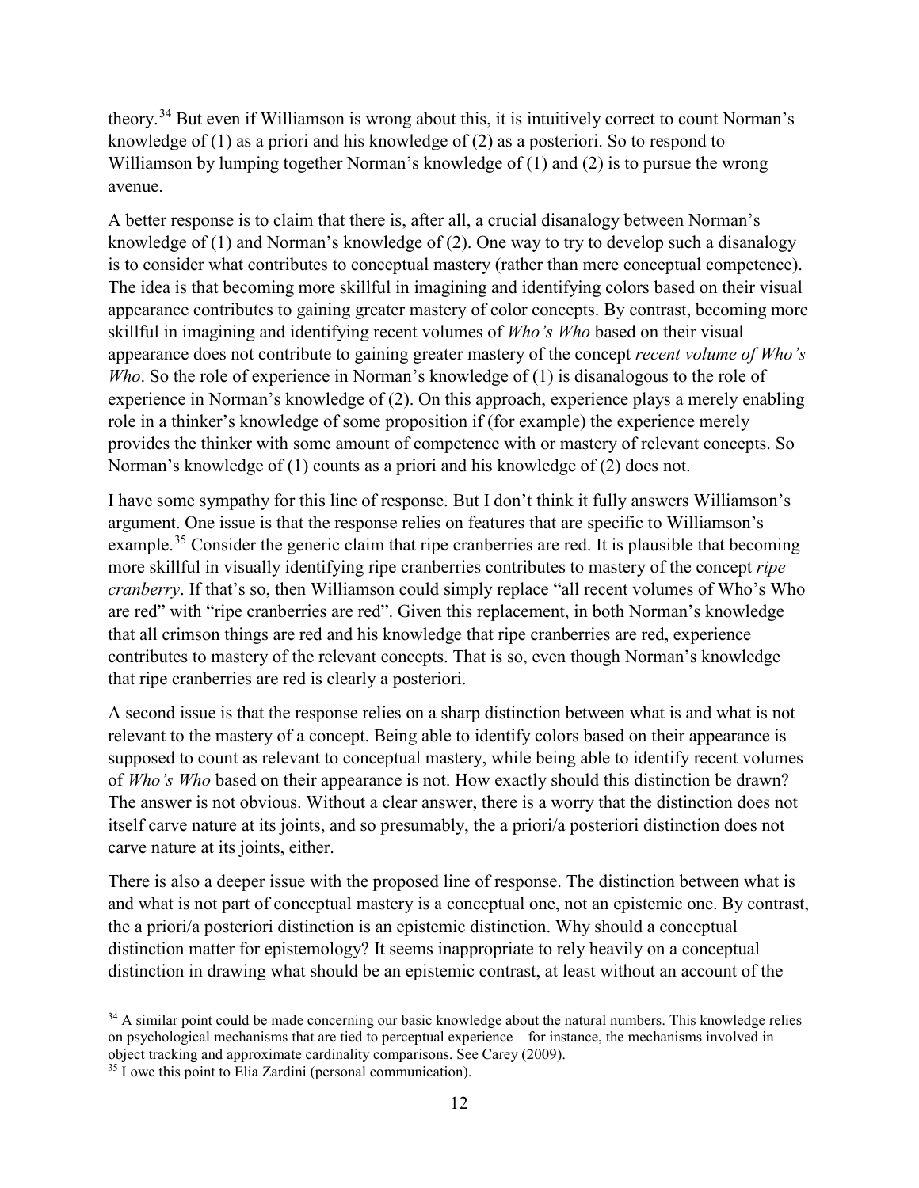theory.[34] But even if Williamson is wrong about this, it is intuitively correct to count Norman's knowledge of (1) as a priori and his knowledge of (2) as a posteriori. So to respond to Williamson by lumping together Norman's knowledge of (1) and (2) is to pursue the wrong avenue.

A better response is to claim that there is, after all, a crucial disanalogy between Norman's knowledge of (1) and Norman's knowledge of (2). One way to try to develop such a disanalogy is to consider what contributes to conceptual mastery (rather than mere conceptual competence). The idea is that becoming more skillful in imagining and identifying colors based on their visual appearance contributes to gaining greater mastery of color concepts. By contrast, becoming more skillful in imagining and identifying recent volumes of *Who's Who* based on their visual appearance does not contribute to gaining greater mastery of the concept *recent volume of Who's Who*. So the role of experience in Norman's knowledge of (1) is disanalogous to the role of experience in Norman's knowledge of (2). On this approach, experience plays a merely enabling role in a thinker's knowledge of some proposition if (for example) the experience merely provides the thinker with some amount of competence with or mastery of relevant concepts. So Norman's knowledge of (1) counts as a priori and his knowledge of (2) does not.

I have some sympathy for this line of response. But I don't think it fully answers Williamson's argument. One issue is that the response relies on features that are specific to Williamson's example.[35] Consider the generic claim that ripe cranberries are red. It is plausible that becoming more skillful in visually identifying ripe cranberries contributes to mastery of the concept *ripe cranberry*. If that's so, then Williamson could simply replace "all recent volumes of Who's Who are red" with "ripe cranberries are red". Given this replacement, in both Norman's knowledge that all crimson things are red and his knowledge that ripe cranberries are red, experience contributes to mastery of the relevant concepts. That is so, even though Norman's knowledge that ripe cranberries are red is clearly a posteriori.

A second issue is that the response relies on a sharp distinction between what is and what is not relevant to the mastery of a concept. Being able to identify colors based on their appearance is supposed to count as relevant to conceptual mastery, while being able to identify recent volumes of *Who's Who* based on their appearance is not. How exactly should this distinction be drawn? The answer is not obvious. Without a clear answer, there is a worry that the distinction does not itself carve nature at its joints, and so presumably, the a priori/a posteriori distinction does not carve nature at its joints, either.

There is also a deeper issue with the proposed line of response. The distinction between what is and what is not part of conceptual mastery is a conceptual one, not an epistemic one. By contrast, the a priori/a posteriori distinction is an epistemic distinction. Why should a conceptual distinction matter for epistemology? It seems inappropriate to rely heavily on a conceptual distinction in drawing what should be an epistemic contrast, at least without an account of the

[34] A similar point could be made concerning our basic knowledge about the natural numbers. This knowledge relies on psychological mechanisms that are tied to perceptual experience – for instance, the mechanisms involved in object tracking and approximate cardinality comparisons. See Carey (2009).

[35] I owe this point to Elia Zardini (personal communication).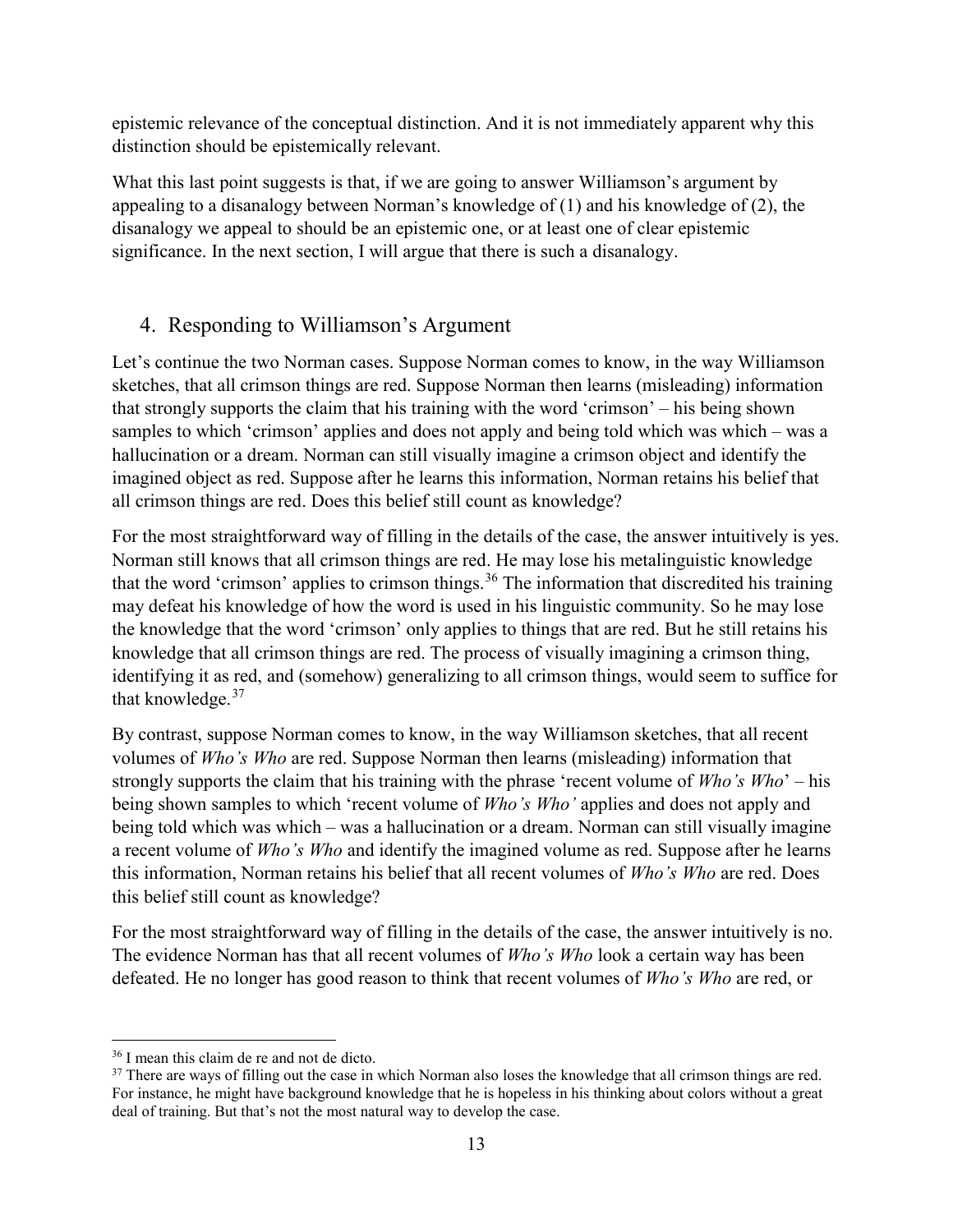epistemic relevance of the conceptual distinction. And it is not immediately apparent why this distinction should be epistemically relevant.

What this last point suggests is that, if we are going to answer Williamson's argument by appealing to a disanalogy between Norman's knowledge of (1) and his knowledge of (2), the disanalogy we appeal to should be an epistemic one, or at least one of clear epistemic significance. In the next section, I will argue that there is such a disanalogy.

## 4. Responding to Williamson's Argument

Let's continue the two Norman cases. Suppose Norman comes to know, in the way Williamson sketches, that all crimson things are red. Suppose Norman then learns (misleading) information that strongly supports the claim that his training with the word 'crimson' – his being shown samples to which 'crimson' applies and does not apply and being told which was which – was a hallucination or a dream. Norman can still visually imagine a crimson object and identify the imagined object as red. Suppose after he learns this information, Norman retains his belief that all crimson things are red. Does this belief still count as knowledge?

For the most straightforward way of filling in the details of the case, the answer intuitively is yes. Norman still knows that all crimson things are red. He may lose his metalinguistic knowledge that the word 'crimson' applies to crimson things.[36] The information that discredited his training may defeat his knowledge of how the word is used in his linguistic community. So he may lose the knowledge that the word 'crimson' only applies to things that are red. But he still retains his knowledge that all crimson things are red. The process of visually imagining a crimson thing, identifying it as red, and (somehow) generalizing to all crimson things, would seem to suffice for that knowledge.[37]

By contrast, suppose Norman comes to know, in the way Williamson sketches, that all recent volumes of *Who's Who* are red. Suppose Norman then learns (misleading) information that strongly supports the claim that his training with the phrase 'recent volume of *Who's Who*' – his being shown samples to which 'recent volume of *Who's Who'* applies and does not apply and being told which was which – was a hallucination or a dream. Norman can still visually imagine a recent volume of *Who's Who* and identify the imagined volume as red. Suppose after he learns this information, Norman retains his belief that all recent volumes of *Who's Who* are red. Does this belief still count as knowledge?

For the most straightforward way of filling in the details of the case, the answer intuitively is no. The evidence Norman has that all recent volumes of *Who's Who* look a certain way has been defeated. He no longer has good reason to think that recent volumes of *Who's Who* are red, or

---

[36] I mean this claim de re and not de dicto.

[37] There are ways of filling out the case in which Norman also loses the knowledge that all crimson things are red. For instance, he might have background knowledge that he is hopeless in his thinking about colors without a great deal of training. But that's not the most natural way to develop the case.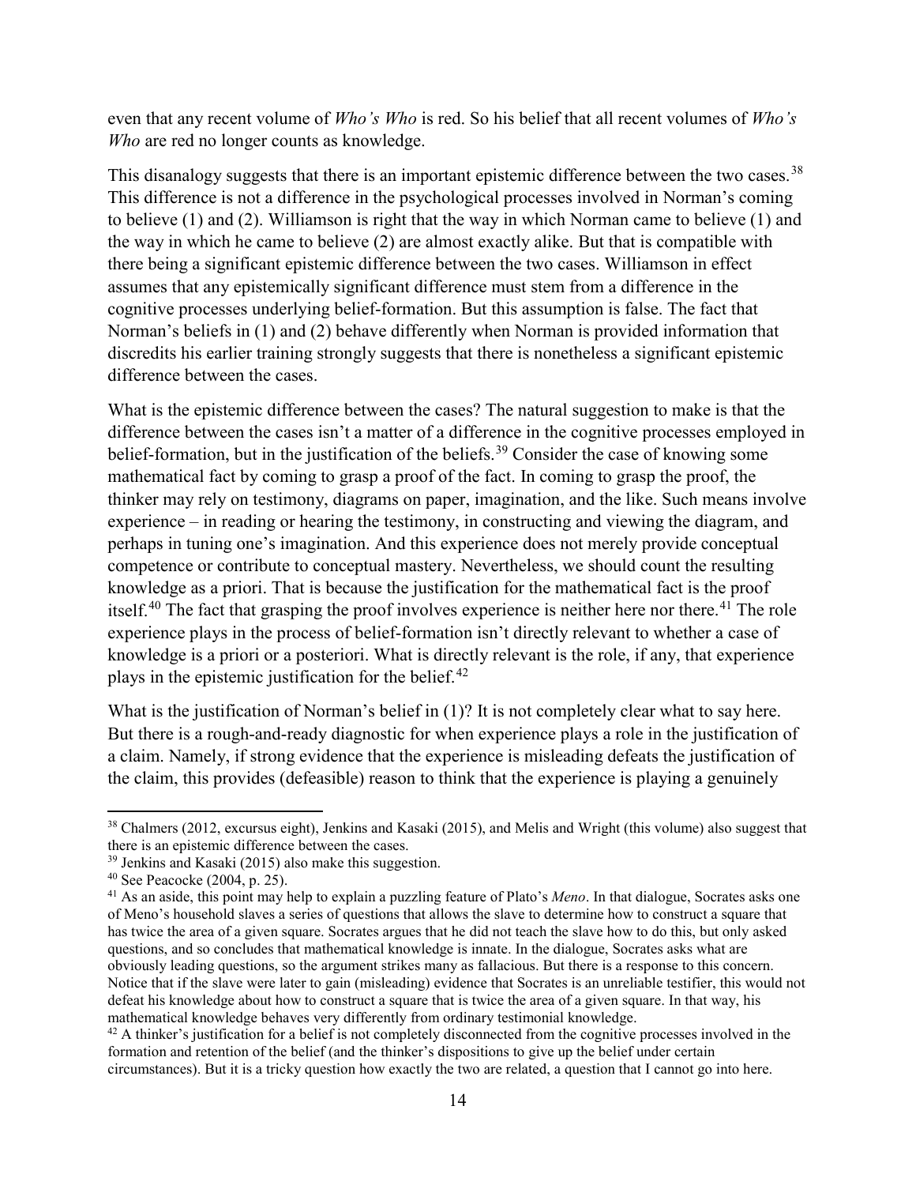even that any recent volume of *Who's Who* is red. So his belief that all recent volumes of *Who's Who* are red no longer counts as knowledge.

This disanalogy suggests that there is an important epistemic difference between the two cases.[38] This difference is not a difference in the psychological processes involved in Norman's coming to believe (1) and (2). Williamson is right that the way in which Norman came to believe (1) and the way in which he came to believe (2) are almost exactly alike. But that is compatible with there being a significant epistemic difference between the two cases. Williamson in effect assumes that any epistemically significant difference must stem from a difference in the cognitive processes underlying belief-formation. But this assumption is false. The fact that Norman's beliefs in (1) and (2) behave differently when Norman is provided information that discredits his earlier training strongly suggests that there is nonetheless a significant epistemic difference between the cases.

What is the epistemic difference between the cases? The natural suggestion to make is that the difference between the cases isn't a matter of a difference in the cognitive processes employed in belief-formation, but in the justification of the beliefs.[39] Consider the case of knowing some mathematical fact by coming to grasp a proof of the fact. In coming to grasp the proof, the thinker may rely on testimony, diagrams on paper, imagination, and the like. Such means involve experience – in reading or hearing the testimony, in constructing and viewing the diagram, and perhaps in tuning one's imagination. And this experience does not merely provide conceptual competence or contribute to conceptual mastery. Nevertheless, we should count the resulting knowledge as a priori. That is because the justification for the mathematical fact is the proof itself.[40] The fact that grasping the proof involves experience is neither here nor there.[41] The role experience plays in the process of belief-formation isn't directly relevant to whether a case of knowledge is a priori or a posteriori. What is directly relevant is the role, if any, that experience plays in the epistemic justification for the belief.[42]

What is the justification of Norman's belief in (1)? It is not completely clear what to say here. But there is a rough-and-ready diagnostic for when experience plays a role in the justification of a claim. Namely, if strong evidence that the experience is misleading defeats the justification of the claim, this provides (defeasible) reason to think that the experience is playing a genuinely

---

[38] Chalmers (2012, excursus eight), Jenkins and Kasaki (2015), and Melis and Wright (this volume) also suggest that there is an epistemic difference between the cases.

[39] Jenkins and Kasaki (2015) also make this suggestion.

[40] See Peacocke (2004, p. 25).

[41] As an aside, this point may help to explain a puzzling feature of Plato's *Meno*. In that dialogue, Socrates asks one of Meno's household slaves a series of questions that allows the slave to determine how to construct a square that has twice the area of a given square. Socrates argues that he did not teach the slave how to do this, but only asked questions, and so concludes that mathematical knowledge is innate. In the dialogue, Socrates asks what are obviously leading questions, so the argument strikes many as fallacious. But there is a response to this concern. Notice that if the slave were later to gain (misleading) evidence that Socrates is an unreliable testifier, this would not defeat his knowledge about how to construct a square that is twice the area of a given square. In that way, his mathematical knowledge behaves very differently from ordinary testimonial knowledge.

[42] A thinker's justification for a belief is not completely disconnected from the cognitive processes involved in the formation and retention of the belief (and the thinker's dispositions to give up the belief under certain circumstances). But it is a tricky question how exactly the two are related, a question that I cannot go into here.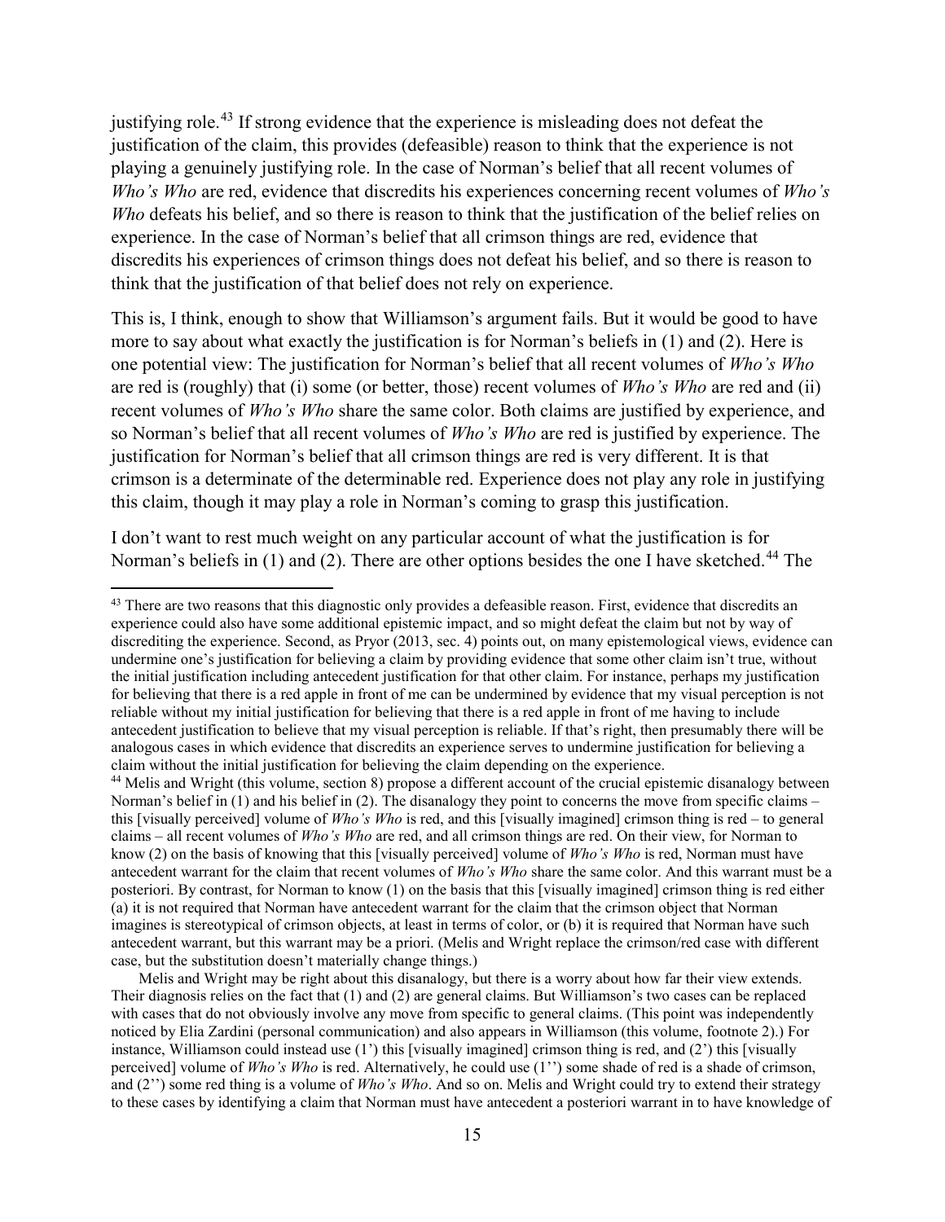justifying role.[43] If strong evidence that the experience is misleading does not defeat the justification of the claim, this provides (defeasible) reason to think that the experience is not playing a genuinely justifying role. In the case of Norman's belief that all recent volumes of *Who's Who* are red, evidence that discredits his experiences concerning recent volumes of *Who's Who* defeats his belief, and so there is reason to think that the justification of the belief relies on experience. In the case of Norman's belief that all crimson things are red, evidence that discredits his experiences of crimson things does not defeat his belief, and so there is reason to think that the justification of that belief does not rely on experience.

This is, I think, enough to show that Williamson's argument fails. But it would be good to have more to say about what exactly the justification is for Norman's beliefs in (1) and (2). Here is one potential view: The justification for Norman's belief that all recent volumes of *Who's Who* are red is (roughly) that (i) some (or better, those) recent volumes of *Who's Who* are red and (ii) recent volumes of *Who's Who* share the same color. Both claims are justified by experience, and so Norman's belief that all recent volumes of *Who's Who* are red is justified by experience. The justification for Norman's belief that all crimson things are red is very different. It is that crimson is a determinate of the determinable red. Experience does not play any role in justifying this claim, though it may play a role in Norman's coming to grasp this justification.

I don't want to rest much weight on any particular account of what the justification is for Norman's beliefs in (1) and (2). There are other options besides the one I have sketched.[44] The

---

[43] There are two reasons that this diagnostic only provides a defeasible reason. First, evidence that discredits an experience could also have some additional epistemic impact, and so might defeat the claim but not by way of discrediting the experience. Second, as Pryor (2013, sec. 4) points out, on many epistemological views, evidence can undermine one's justification for believing a claim by providing evidence that some other claim isn't true, without the initial justification including antecedent justification for that other claim. For instance, perhaps my justification for believing that there is a red apple in front of me can be undermined by evidence that my visual perception is not reliable without my initial justification for believing that there is a red apple in front of me having to include antecedent justification to believe that my visual perception is reliable. If that's right, then presumably there will be analogous cases in which evidence that discredits an experience serves to undermine justification for believing a claim without the initial justification for believing the claim depending on the experience.

[44] Melis and Wright (this volume, section 8) propose a different account of the crucial epistemic disanalogy between Norman's belief in (1) and his belief in (2). The disanalogy they point to concerns the move from specific claims – this [visually perceived] volume of *Who's Who* is red, and this [visually imagined] crimson thing is red – to general claims – all recent volumes of *Who's Who* are red, and all crimson things are red. On their view, for Norman to know (2) on the basis of knowing that this [visually perceived] volume of *Who's Who* is red, Norman must have antecedent warrant for the claim that recent volumes of *Who's Who* share the same color. And this warrant must be a posteriori. By contrast, for Norman to know (1) on the basis that this [visually imagined] crimson thing is red either (a) it is not required that Norman have antecedent warrant for the claim that the crimson object that Norman imagines is stereotypical of crimson objects, at least in terms of color, or (b) it is required that Norman have such antecedent warrant, but this warrant may be a priori. (Melis and Wright replace the crimson/red case with different case, but the substitution doesn't materially change things.)

Melis and Wright may be right about this disanalogy, but there is a worry about how far their view extends. Their diagnosis relies on the fact that (1) and (2) are general claims. But Williamson's two cases can be replaced with cases that do not obviously involve any move from specific to general claims. (This point was independently noticed by Elia Zardini (personal communication) and also appears in Williamson (this volume, footnote 2).) For instance, Williamson could instead use (1') this [visually imagined] crimson thing is red, and (2') this [visually perceived] volume of *Who's Who* is red. Alternatively, he could use (1'') some shade of red is a shade of crimson, and (2'') some red thing is a volume of *Who's Who*. And so on. Melis and Wright could try to extend their strategy to these cases by identifying a claim that Norman must have antecedent a posteriori warrant in to have knowledge of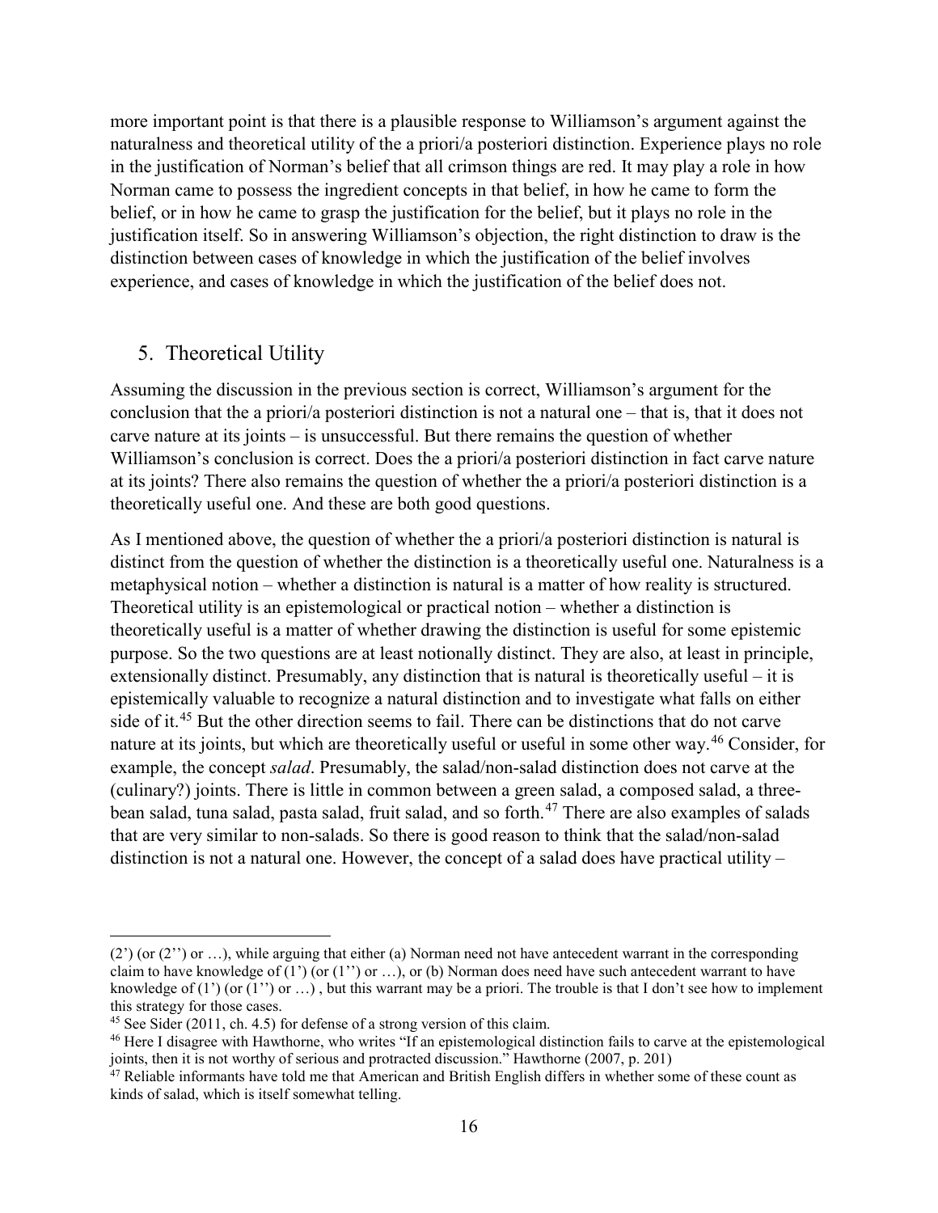more important point is that there is a plausible response to Williamson's argument against the naturalness and theoretical utility of the a priori/a posteriori distinction. Experience plays no role in the justification of Norman's belief that all crimson things are red. It may play a role in how Norman came to possess the ingredient concepts in that belief, in how he came to form the belief, or in how he came to grasp the justification for the belief, but it plays no role in the justification itself. So in answering Williamson's objection, the right distinction to draw is the distinction between cases of knowledge in which the justification of the belief involves experience, and cases of knowledge in which the justification of the belief does not.

## 5. Theoretical Utility

Assuming the discussion in the previous section is correct, Williamson's argument for the conclusion that the a priori/a posteriori distinction is not a natural one – that is, that it does not carve nature at its joints – is unsuccessful. But there remains the question of whether Williamson's conclusion is correct. Does the a priori/a posteriori distinction in fact carve nature at its joints? There also remains the question of whether the a priori/a posteriori distinction is a theoretically useful one. And these are both good questions.

As I mentioned above, the question of whether the a priori/a posteriori distinction is natural is distinct from the question of whether the distinction is a theoretically useful one. Naturalness is a metaphysical notion – whether a distinction is natural is a matter of how reality is structured. Theoretical utility is an epistemological or practical notion – whether a distinction is theoretically useful is a matter of whether drawing the distinction is useful for some epistemic purpose. So the two questions are at least notionally distinct. They are also, at least in principle, extensionally distinct. Presumably, any distinction that is natural is theoretically useful – it is epistemically valuable to recognize a natural distinction and to investigate what falls on either side of it.[45] But the other direction seems to fail. There can be distinctions that do not carve nature at its joints, but which are theoretically useful or useful in some other way.[46] Consider, for example, the concept *salad*. Presumably, the salad/non-salad distinction does not carve at the (culinary?) joints. There is little in common between a green salad, a composed salad, a three-bean salad, tuna salad, pasta salad, fruit salad, and so forth.[47] There are also examples of salads that are very similar to non-salads. So there is good reason to think that the salad/non-salad distinction is not a natural one. However, the concept of a salad does have practical utility –

---

(2') (or (2'') or …), while arguing that either (a) Norman need not have antecedent warrant in the corresponding claim to have knowledge of (1') (or (1'') or …), or (b) Norman does need have such antecedent warrant to have knowledge of (1') (or (1'') or …) , but this warrant may be a priori. The trouble is that I don't see how to implement this strategy for those cases.

[45] See Sider (2011, ch. 4.5) for defense of a strong version of this claim.

[46] Here I disagree with Hawthorne, who writes "If an epistemological distinction fails to carve at the epistemological joints, then it is not worthy of serious and protracted discussion." Hawthorne (2007, p. 201)

[47] Reliable informants have told me that American and British English differs in whether some of these count as kinds of salad, which is itself somewhat telling.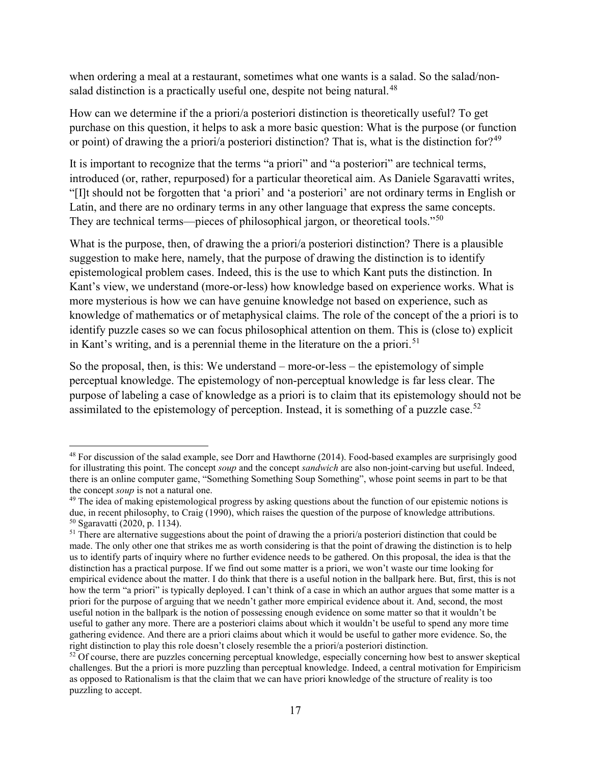when ordering a meal at a restaurant, sometimes what one wants is a salad. So the salad/non-salad distinction is a practically useful one, despite not being natural.[48]

How can we determine if the a priori/a posteriori distinction is theoretically useful? To get purchase on this question, it helps to ask a more basic question: What is the purpose (or function or point) of drawing the a priori/a posteriori distinction? That is, what is the distinction for?[49]

It is important to recognize that the terms "a priori" and "a posteriori" are technical terms, introduced (or, rather, repurposed) for a particular theoretical aim. As Daniele Sgaravatti writes, "[I]t should not be forgotten that 'a priori' and 'a posteriori' are not ordinary terms in English or Latin, and there are no ordinary terms in any other language that express the same concepts. They are technical terms—pieces of philosophical jargon, or theoretical tools."[50]

What is the purpose, then, of drawing the a priori/a posteriori distinction? There is a plausible suggestion to make here, namely, that the purpose of drawing the distinction is to identify epistemological problem cases. Indeed, this is the use to which Kant puts the distinction. In Kant's view, we understand (more-or-less) how knowledge based on experience works. What is more mysterious is how we can have genuine knowledge not based on experience, such as knowledge of mathematics or of metaphysical claims. The role of the concept of the a priori is to identify puzzle cases so we can focus philosophical attention on them. This is (close to) explicit in Kant's writing, and is a perennial theme in the literature on the a priori.[51]

So the proposal, then, is this: We understand – more-or-less – the epistemology of simple perceptual knowledge. The epistemology of non-perceptual knowledge is far less clear. The purpose of labeling a case of knowledge as a priori is to claim that its epistemology should not be assimilated to the epistemology of perception. Instead, it is something of a puzzle case.[52]

---

[48] For discussion of the salad example, see Dorr and Hawthorne (2014). Food-based examples are surprisingly good for illustrating this point. The concept *soup* and the concept *sandwich* are also non-joint-carving but useful. Indeed, there is an online computer game, "Something Something Soup Something", whose point seems in part to be that the concept *soup* is not a natural one.

[49] The idea of making epistemological progress by asking questions about the function of our epistemic notions is due, in recent philosophy, to Craig (1990), which raises the question of the purpose of knowledge attributions.

[50] Sgaravatti (2020, p. 1134).

[51] There are alternative suggestions about the point of drawing the a priori/a posteriori distinction that could be made. The only other one that strikes me as worth considering is that the point of drawing the distinction is to help us to identify parts of inquiry where no further evidence needs to be gathered. On this proposal, the idea is that the distinction has a practical purpose. If we find out some matter is a priori, we won't waste our time looking for empirical evidence about the matter. I do think that there is a useful notion in the ballpark here. But, first, this is not how the term "a priori" is typically deployed. I can't think of a case in which an author argues that some matter is a priori for the purpose of arguing that we needn't gather more empirical evidence about it. And, second, the most useful notion in the ballpark is the notion of possessing enough evidence on some matter so that it wouldn't be useful to gather any more. There are a posteriori claims about which it wouldn't be useful to spend any more time gathering evidence. And there are a priori claims about which it would be useful to gather more evidence. So, the right distinction to play this role doesn't closely resemble the a priori/a posteriori distinction.

[52] Of course, there are puzzles concerning perceptual knowledge, especially concerning how best to answer skeptical challenges. But the a priori is more puzzling than perceptual knowledge. Indeed, a central motivation for Empiricism as opposed to Rationalism is that the claim that we can have priori knowledge of the structure of reality is too puzzling to accept.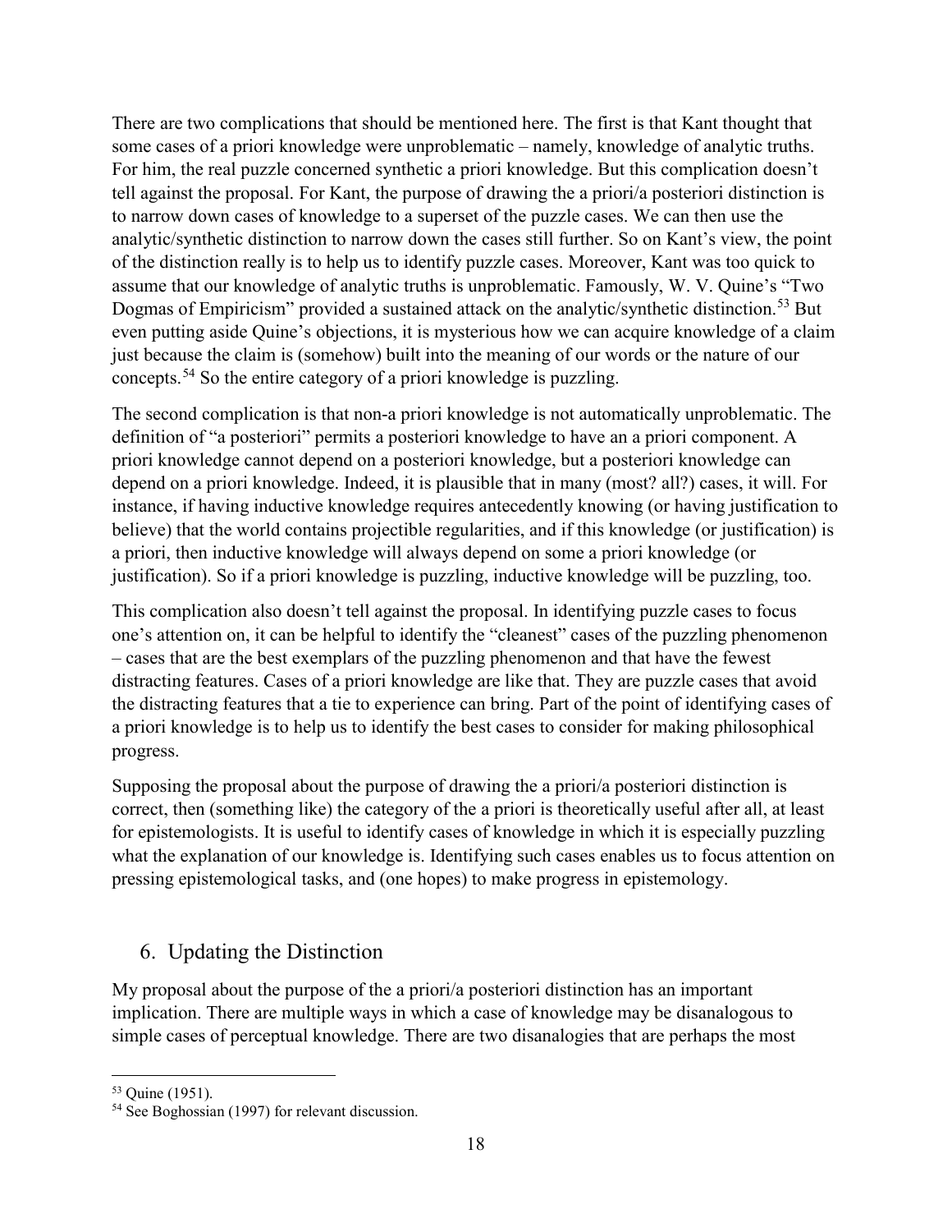There are two complications that should be mentioned here. The first is that Kant thought that some cases of a priori knowledge were unproblematic – namely, knowledge of analytic truths. For him, the real puzzle concerned synthetic a priori knowledge. But this complication doesn't tell against the proposal. For Kant, the purpose of drawing the a priori/a posteriori distinction is to narrow down cases of knowledge to a superset of the puzzle cases. We can then use the analytic/synthetic distinction to narrow down the cases still further. So on Kant's view, the point of the distinction really is to help us to identify puzzle cases. Moreover, Kant was too quick to assume that our knowledge of analytic truths is unproblematic. Famously, W. V. Quine's "Two Dogmas of Empiricism" provided a sustained attack on the analytic/synthetic distinction.[53] But even putting aside Quine's objections, it is mysterious how we can acquire knowledge of a claim just because the claim is (somehow) built into the meaning of our words or the nature of our concepts.[54] So the entire category of a priori knowledge is puzzling.

The second complication is that non-a priori knowledge is not automatically unproblematic. The definition of "a posteriori" permits a posteriori knowledge to have an a priori component. A priori knowledge cannot depend on a posteriori knowledge, but a posteriori knowledge can depend on a priori knowledge. Indeed, it is plausible that in many (most? all?) cases, it will. For instance, if having inductive knowledge requires antecedently knowing (or having justification to believe) that the world contains projectible regularities, and if this knowledge (or justification) is a priori, then inductive knowledge will always depend on some a priori knowledge (or justification). So if a priori knowledge is puzzling, inductive knowledge will be puzzling, too.

This complication also doesn't tell against the proposal. In identifying puzzle cases to focus one's attention on, it can be helpful to identify the "cleanest" cases of the puzzling phenomenon – cases that are the best exemplars of the puzzling phenomenon and that have the fewest distracting features. Cases of a priori knowledge are like that. They are puzzle cases that avoid the distracting features that a tie to experience can bring. Part of the point of identifying cases of a priori knowledge is to help us to identify the best cases to consider for making philosophical progress.

Supposing the proposal about the purpose of drawing the a priori/a posteriori distinction is correct, then (something like) the category of the a priori is theoretically useful after all, at least for epistemologists. It is useful to identify cases of knowledge in which it is especially puzzling what the explanation of our knowledge is. Identifying such cases enables us to focus attention on pressing epistemological tasks, and (one hopes) to make progress in epistemology.

## 6. Updating the Distinction

My proposal about the purpose of the a priori/a posteriori distinction has an important implication. There are multiple ways in which a case of knowledge may be disanalogous to simple cases of perceptual knowledge. There are two disanalogies that are perhaps the most

---

[53] Quine (1951).

[54] See Boghossian (1997) for relevant discussion.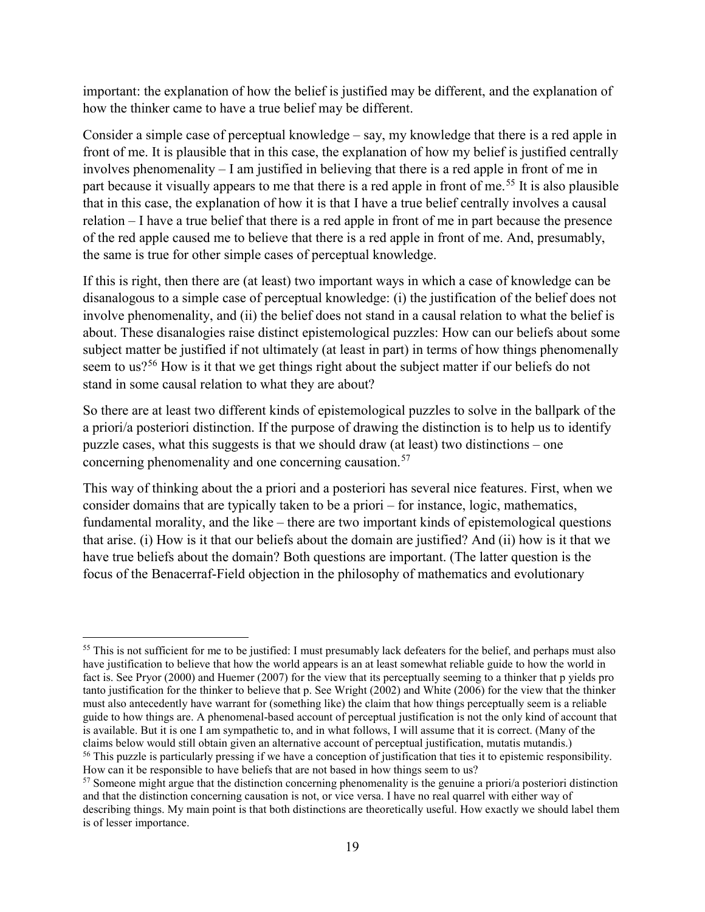important: the explanation of how the belief is justified may be different, and the explanation of how the thinker came to have a true belief may be different.

Consider a simple case of perceptual knowledge – say, my knowledge that there is a red apple in front of me. It is plausible that in this case, the explanation of how my belief is justified centrally involves phenomenality – I am justified in believing that there is a red apple in front of me in part because it visually appears to me that there is a red apple in front of me.[55] It is also plausible that in this case, the explanation of how it is that I have a true belief centrally involves a causal relation – I have a true belief that there is a red apple in front of me in part because the presence of the red apple caused me to believe that there is a red apple in front of me. And, presumably, the same is true for other simple cases of perceptual knowledge.

If this is right, then there are (at least) two important ways in which a case of knowledge can be disanalogous to a simple case of perceptual knowledge: (i) the justification of the belief does not involve phenomenality, and (ii) the belief does not stand in a causal relation to what the belief is about. These disanalogies raise distinct epistemological puzzles: How can our beliefs about some subject matter be justified if not ultimately (at least in part) in terms of how things phenomenally seem to us?[56] How is it that we get things right about the subject matter if our beliefs do not stand in some causal relation to what they are about?

So there are at least two different kinds of epistemological puzzles to solve in the ballpark of the a priori/a posteriori distinction. If the purpose of drawing the distinction is to help us to identify puzzle cases, what this suggests is that we should draw (at least) two distinctions – one concerning phenomenality and one concerning causation.[57]

This way of thinking about the a priori and a posteriori has several nice features. First, when we consider domains that are typically taken to be a priori – for instance, logic, mathematics, fundamental morality, and the like – there are two important kinds of epistemological questions that arise. (i) How is it that our beliefs about the domain are justified? And (ii) how is it that we have true beliefs about the domain? Both questions are important. (The latter question is the focus of the Benacerraf-Field objection in the philosophy of mathematics and evolutionary

---

[55] This is not sufficient for me to be justified: I must presumably lack defeaters for the belief, and perhaps must also have justification to believe that how the world appears is an at least somewhat reliable guide to how the world in fact is. See Pryor (2000) and Huemer (2007) for the view that its perceptually seeming to a thinker that p yields pro tanto justification for the thinker to believe that p. See Wright (2002) and White (2006) for the view that the thinker must also antecedently have warrant for (something like) the claim that how things perceptually seem is a reliable guide to how things are. A phenomenal-based account of perceptual justification is not the only kind of account that is available. But it is one I am sympathetic to, and in what follows, I will assume that it is correct. (Many of the claims below would still obtain given an alternative account of perceptual justification, mutatis mutandis.)

[56] This puzzle is particularly pressing if we have a conception of justification that ties it to epistemic responsibility. How can it be responsible to have beliefs that are not based in how things seem to us?

[57] Someone might argue that the distinction concerning phenomenality is the genuine a priori/a posteriori distinction and that the distinction concerning causation is not, or vice versa. I have no real quarrel with either way of describing things. My main point is that both distinctions are theoretically useful. How exactly we should label them is of lesser importance.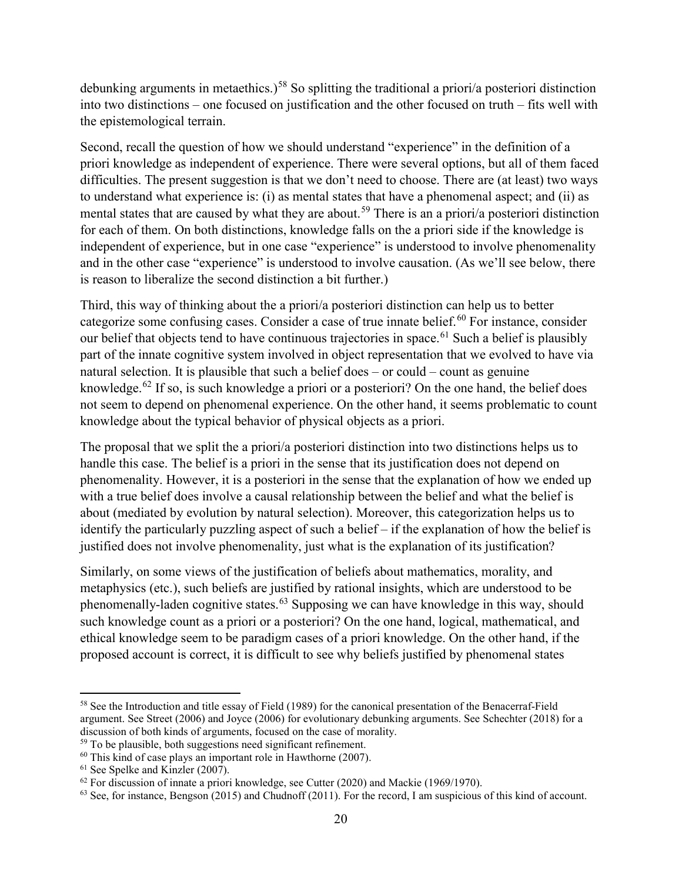debunking arguments in metaethics.)[58] So splitting the traditional a priori/a posteriori distinction into two distinctions – one focused on justification and the other focused on truth – fits well with the epistemological terrain.

Second, recall the question of how we should understand "experience" in the definition of a priori knowledge as independent of experience. There were several options, but all of them faced difficulties. The present suggestion is that we don't need to choose. There are (at least) two ways to understand what experience is: (i) as mental states that have a phenomenal aspect; and (ii) as mental states that are caused by what they are about.[59] There is an a priori/a posteriori distinction for each of them. On both distinctions, knowledge falls on the a priori side if the knowledge is independent of experience, but in one case "experience" is understood to involve phenomenality and in the other case "experience" is understood to involve causation. (As we'll see below, there is reason to liberalize the second distinction a bit further.)

Third, this way of thinking about the a priori/a posteriori distinction can help us to better categorize some confusing cases. Consider a case of true innate belief.[60] For instance, consider our belief that objects tend to have continuous trajectories in space.[61] Such a belief is plausibly part of the innate cognitive system involved in object representation that we evolved to have via natural selection. It is plausible that such a belief does – or could – count as genuine knowledge.[62] If so, is such knowledge a priori or a posteriori? On the one hand, the belief does not seem to depend on phenomenal experience. On the other hand, it seems problematic to count knowledge about the typical behavior of physical objects as a priori.

The proposal that we split the a priori/a posteriori distinction into two distinctions helps us to handle this case. The belief is a priori in the sense that its justification does not depend on phenomenality. However, it is a posteriori in the sense that the explanation of how we ended up with a true belief does involve a causal relationship between the belief and what the belief is about (mediated by evolution by natural selection). Moreover, this categorization helps us to identify the particularly puzzling aspect of such a belief – if the explanation of how the belief is justified does not involve phenomenality, just what is the explanation of its justification?

Similarly, on some views of the justification of beliefs about mathematics, morality, and metaphysics (etc.), such beliefs are justified by rational insights, which are understood to be phenomenally-laden cognitive states.[63] Supposing we can have knowledge in this way, should such knowledge count as a priori or a posteriori? On the one hand, logical, mathematical, and ethical knowledge seem to be paradigm cases of a priori knowledge. On the other hand, if the proposed account is correct, it is difficult to see why beliefs justified by phenomenal states

---

[58] See the Introduction and title essay of Field (1989) for the canonical presentation of the Benacerraf-Field argument. See Street (2006) and Joyce (2006) for evolutionary debunking arguments. See Schechter (2018) for a discussion of both kinds of arguments, focused on the case of morality.

[59] To be plausible, both suggestions need significant refinement.

[60] This kind of case plays an important role in Hawthorne (2007).

[61] See Spelke and Kinzler (2007).

[62] For discussion of innate a priori knowledge, see Cutter (2020) and Mackie (1969/1970).

[63] See, for instance, Bengson (2015) and Chudnoff (2011). For the record, I am suspicious of this kind of account.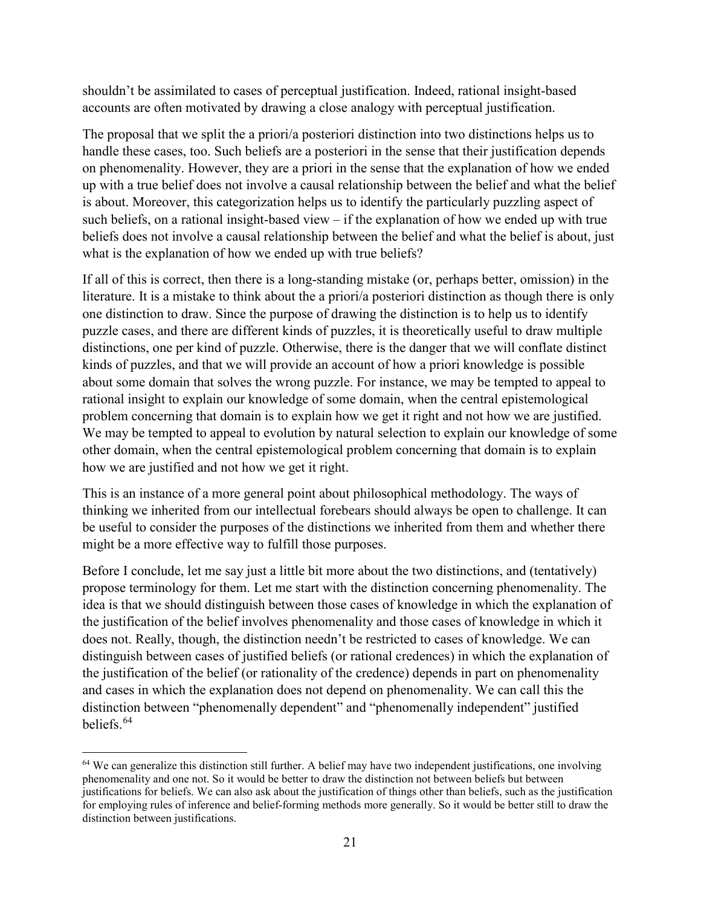shouldn't be assimilated to cases of perceptual justification. Indeed, rational insight-based accounts are often motivated by drawing a close analogy with perceptual justification.

The proposal that we split the a priori/a posteriori distinction into two distinctions helps us to handle these cases, too. Such beliefs are a posteriori in the sense that their justification depends on phenomenality. However, they are a priori in the sense that the explanation of how we ended up with a true belief does not involve a causal relationship between the belief and what the belief is about. Moreover, this categorization helps us to identify the particularly puzzling aspect of such beliefs, on a rational insight-based view – if the explanation of how we ended up with true beliefs does not involve a causal relationship between the belief and what the belief is about, just what is the explanation of how we ended up with true beliefs?

If all of this is correct, then there is a long-standing mistake (or, perhaps better, omission) in the literature. It is a mistake to think about the a priori/a posteriori distinction as though there is only one distinction to draw. Since the purpose of drawing the distinction is to help us to identify puzzle cases, and there are different kinds of puzzles, it is theoretically useful to draw multiple distinctions, one per kind of puzzle. Otherwise, there is the danger that we will conflate distinct kinds of puzzles, and that we will provide an account of how a priori knowledge is possible about some domain that solves the wrong puzzle. For instance, we may be tempted to appeal to rational insight to explain our knowledge of some domain, when the central epistemological problem concerning that domain is to explain how we get it right and not how we are justified. We may be tempted to appeal to evolution by natural selection to explain our knowledge of some other domain, when the central epistemological problem concerning that domain is to explain how we are justified and not how we get it right.

This is an instance of a more general point about philosophical methodology. The ways of thinking we inherited from our intellectual forebears should always be open to challenge. It can be useful to consider the purposes of the distinctions we inherited from them and whether there might be a more effective way to fulfill those purposes.

Before I conclude, let me say just a little bit more about the two distinctions, and (tentatively) propose terminology for them. Let me start with the distinction concerning phenomenality. The idea is that we should distinguish between those cases of knowledge in which the explanation of the justification of the belief involves phenomenality and those cases of knowledge in which it does not. Really, though, the distinction needn't be restricted to cases of knowledge. We can distinguish between cases of justified beliefs (or rational credences) in which the explanation of the justification of the belief (or rationality of the credence) depends in part on phenomenality and cases in which the explanation does not depend on phenomenality. We can call this the distinction between "phenomenally dependent" and "phenomenally independent" justified beliefs.[64]

[64] We can generalize this distinction still further. A belief may have two independent justifications, one involving phenomenality and one not. So it would be better to draw the distinction not between beliefs but between justifications for beliefs. We can also ask about the justification of things other than beliefs, such as the justification for employing rules of inference and belief-forming methods more generally. So it would be better still to draw the distinction between justifications.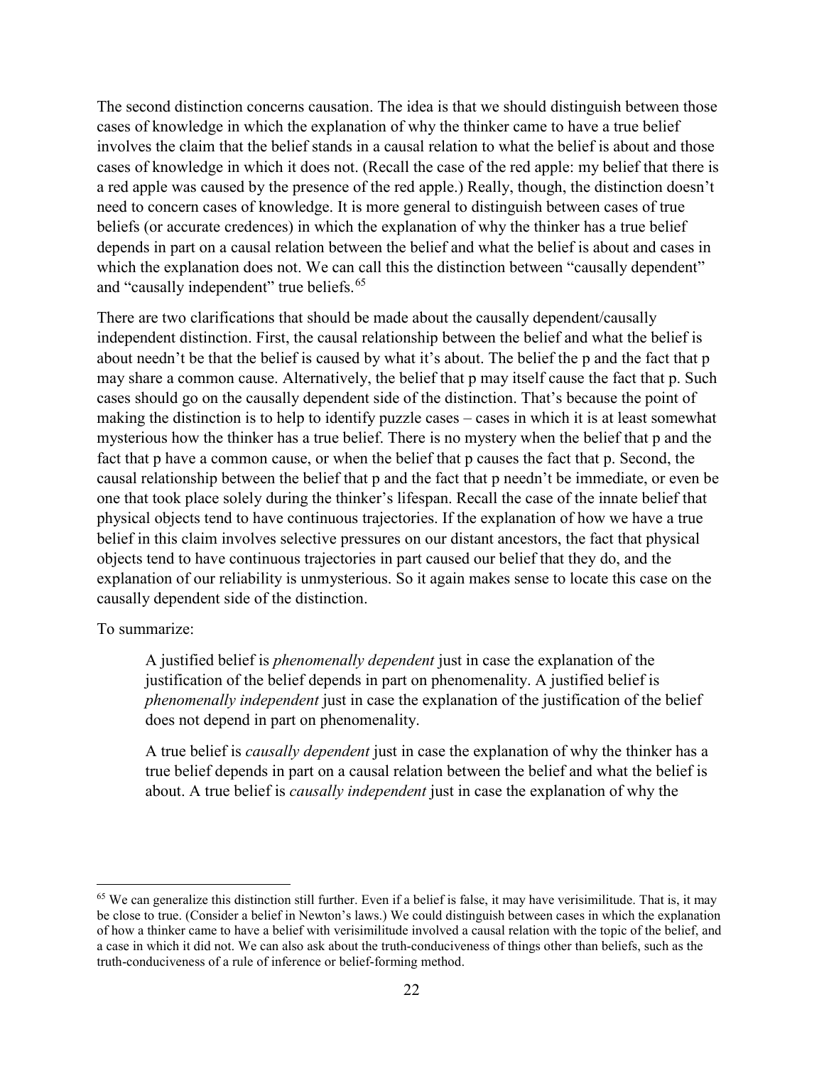The second distinction concerns causation. The idea is that we should distinguish between those cases of knowledge in which the explanation of why the thinker came to have a true belief involves the claim that the belief stands in a causal relation to what the belief is about and those cases of knowledge in which it does not. (Recall the case of the red apple: my belief that there is a red apple was caused by the presence of the red apple.) Really, though, the distinction doesn't need to concern cases of knowledge. It is more general to distinguish between cases of true beliefs (or accurate credences) in which the explanation of why the thinker has a true belief depends in part on a causal relation between the belief and what the belief is about and cases in which the explanation does not. We can call this the distinction between "causally dependent" and "causally independent" true beliefs.[65]

There are two clarifications that should be made about the causally dependent/causally independent distinction. First, the causal relationship between the belief and what the belief is about needn't be that the belief is caused by what it's about. The belief the p and the fact that p may share a common cause. Alternatively, the belief that p may itself cause the fact that p. Such cases should go on the causally dependent side of the distinction. That's because the point of making the distinction is to help to identify puzzle cases – cases in which it is at least somewhat mysterious how the thinker has a true belief. There is no mystery when the belief that p and the fact that p have a common cause, or when the belief that p causes the fact that p. Second, the causal relationship between the belief that p and the fact that p needn't be immediate, or even be one that took place solely during the thinker's lifespan. Recall the case of the innate belief that physical objects tend to have continuous trajectories. If the explanation of how we have a true belief in this claim involves selective pressures on our distant ancestors, the fact that physical objects tend to have continuous trajectories in part caused our belief that they do, and the explanation of our reliability is unmysterious. So it again makes sense to locate this case on the causally dependent side of the distinction.

To summarize:

> A justified belief is *phenomenally dependent* just in case the explanation of the justification of the belief depends in part on phenomenality. A justified belief is *phenomenally independent* just in case the explanation of the justification of the belief does not depend in part on phenomenality.
>
> A true belief is *causally dependent* just in case the explanation of why the thinker has a true belief depends in part on a causal relation between the belief and what the belief is about. A true belief is *causally independent* just in case the explanation of why the

---

[65] We can generalize this distinction still further. Even if a belief is false, it may have verisimilitude. That is, it may be close to true. (Consider a belief in Newton's laws.) We could distinguish between cases in which the explanation of how a thinker came to have a belief with verisimilitude involved a causal relation with the topic of the belief, and a case in which it did not. We can also ask about the truth-conduciveness of things other than beliefs, such as the truth-conduciveness of a rule of inference or belief-forming method.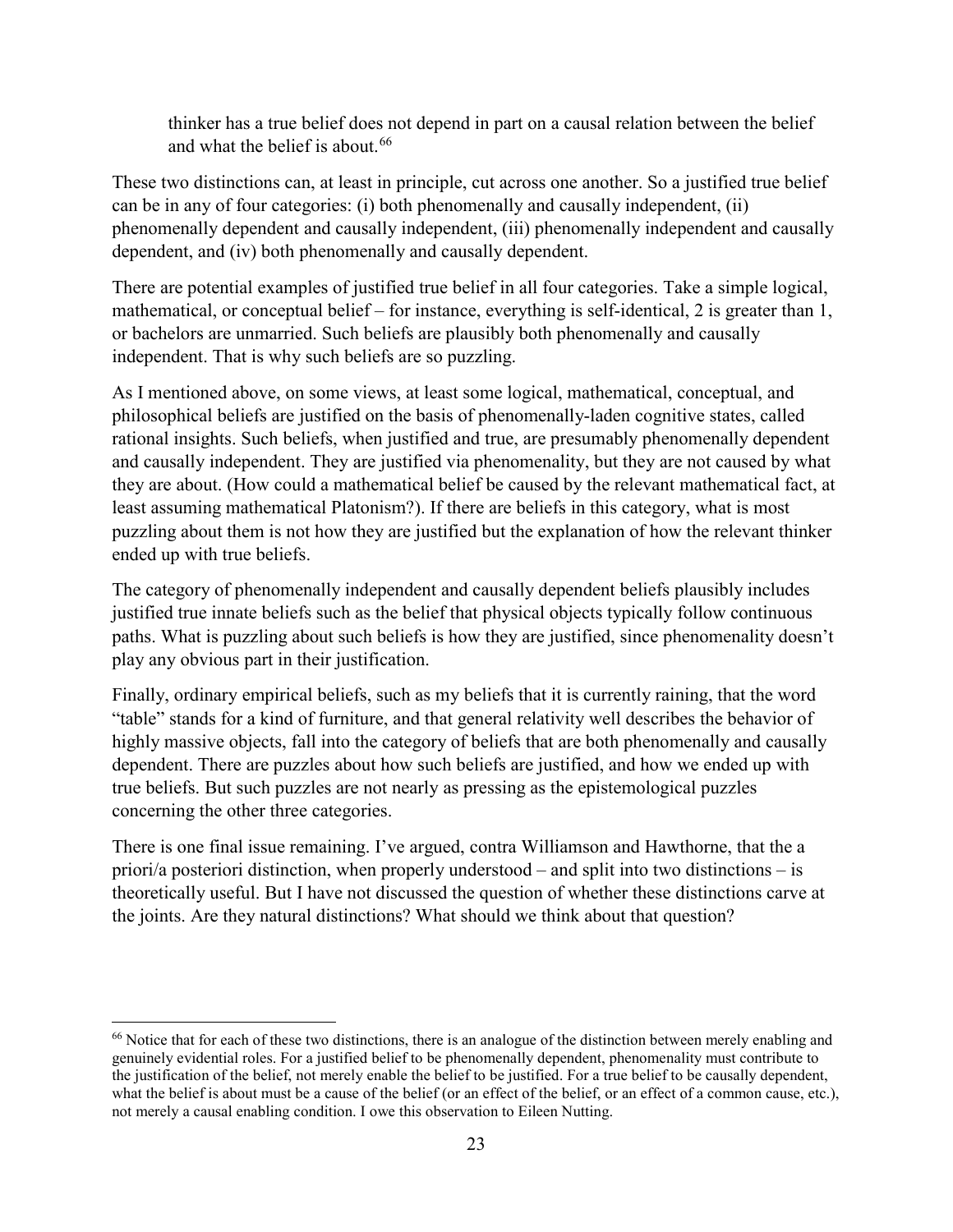> thinker has a true belief does not depend in part on a causal relation between the belief and what the belief is about.[66]

These two distinctions can, at least in principle, cut across one another. So a justified true belief can be in any of four categories: (i) both phenomenally and causally independent, (ii) phenomenally dependent and causally independent, (iii) phenomenally independent and causally dependent, and (iv) both phenomenally and causally dependent.

There are potential examples of justified true belief in all four categories. Take a simple logical, mathematical, or conceptual belief – for instance, everything is self-identical, 2 is greater than 1, or bachelors are unmarried. Such beliefs are plausibly both phenomenally and causally independent. That is why such beliefs are so puzzling.

As I mentioned above, on some views, at least some logical, mathematical, conceptual, and philosophical beliefs are justified on the basis of phenomenally-laden cognitive states, called rational insights. Such beliefs, when justified and true, are presumably phenomenally dependent and causally independent. They are justified via phenomenality, but they are not caused by what they are about. (How could a mathematical belief be caused by the relevant mathematical fact, at least assuming mathematical Platonism?). If there are beliefs in this category, what is most puzzling about them is not how they are justified but the explanation of how the relevant thinker ended up with true beliefs.

The category of phenomenally independent and causally dependent beliefs plausibly includes justified true innate beliefs such as the belief that physical objects typically follow continuous paths. What is puzzling about such beliefs is how they are justified, since phenomenality doesn't play any obvious part in their justification.

Finally, ordinary empirical beliefs, such as my beliefs that it is currently raining, that the word "table" stands for a kind of furniture, and that general relativity well describes the behavior of highly massive objects, fall into the category of beliefs that are both phenomenally and causally dependent. There are puzzles about how such beliefs are justified, and how we ended up with true beliefs. But such puzzles are not nearly as pressing as the epistemological puzzles concerning the other three categories.

There is one final issue remaining. I've argued, contra Williamson and Hawthorne, that the a priori/a posteriori distinction, when properly understood – and split into two distinctions – is theoretically useful. But I have not discussed the question of whether these distinctions carve at the joints. Are they natural distinctions? What should we think about that question?

---

[66] Notice that for each of these two distinctions, there is an analogue of the distinction between merely enabling and genuinely evidential roles. For a justified belief to be phenomenally dependent, phenomenality must contribute to the justification of the belief, not merely enable the belief to be justified. For a true belief to be causally dependent, what the belief is about must be a cause of the belief (or an effect of the belief, or an effect of a common cause, etc.), not merely a causal enabling condition. I owe this observation to Eileen Nutting.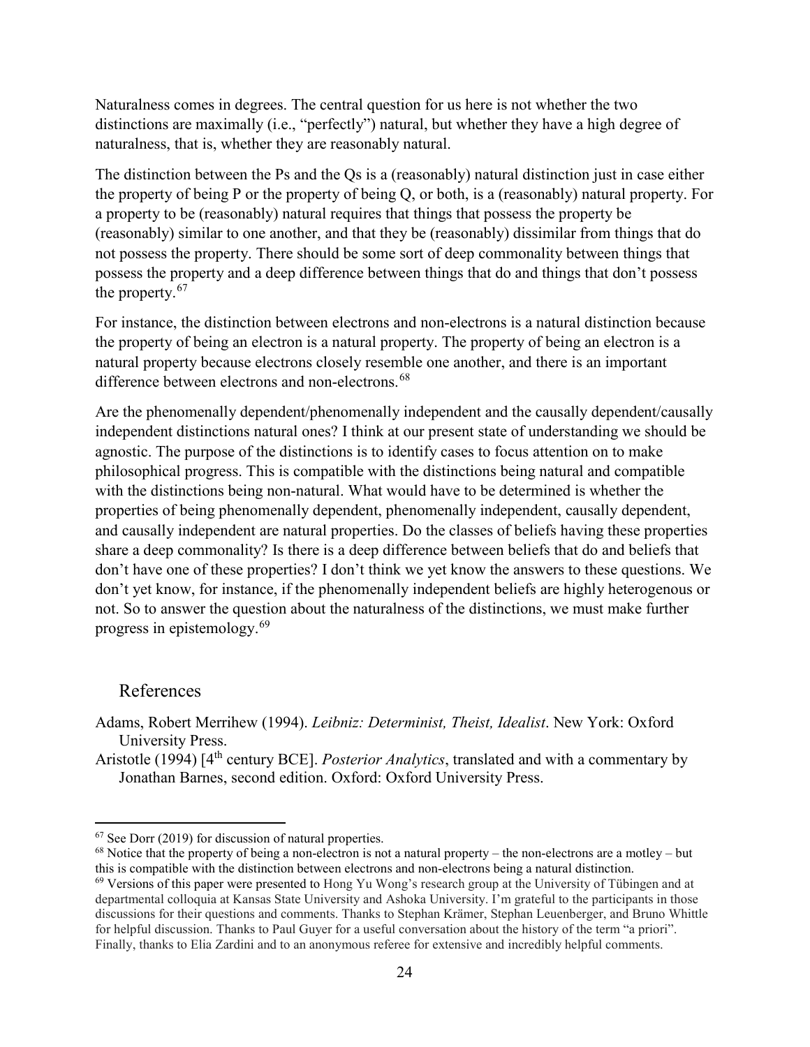Naturalness comes in degrees. The central question for us here is not whether the two distinctions are maximally (i.e., "perfectly") natural, but whether they have a high degree of naturalness, that is, whether they are reasonably natural.

The distinction between the Ps and the Qs is a (reasonably) natural distinction just in case either the property of being P or the property of being Q, or both, is a (reasonably) natural property. For a property to be (reasonably) natural requires that things that possess the property be (reasonably) similar to one another, and that they be (reasonably) dissimilar from things that do not possess the property. There should be some sort of deep commonality between things that possess the property and a deep difference between things that do and things that don't possess the property.[67]

For instance, the distinction between electrons and non-electrons is a natural distinction because the property of being an electron is a natural property. The property of being an electron is a natural property because electrons closely resemble one another, and there is an important difference between electrons and non-electrons.[68]

Are the phenomenally dependent/phenomenally independent and the causally dependent/causally independent distinctions natural ones? I think at our present state of understanding we should be agnostic. The purpose of the distinctions is to identify cases to focus attention on to make philosophical progress. This is compatible with the distinctions being natural and compatible with the distinctions being non-natural. What would have to be determined is whether the properties of being phenomenally dependent, phenomenally independent, causally dependent, and causally independent are natural properties. Do the classes of beliefs having these properties share a deep commonality? Is there is a deep difference between beliefs that do and beliefs that don't have one of these properties? I don't think we yet know the answers to these questions. We don't yet know, for instance, if the phenomenally independent beliefs are highly heterogenous or not. So to answer the question about the naturalness of the distinctions, we must make further progress in epistemology.[69]

## References

Adams, Robert Merrihew (1994). *Leibniz: Determinist, Theist, Idealist*. New York: Oxford University Press.

Aristotle (1994) [4th century BCE]. *Posterior Analytics*, translated and with a commentary by Jonathan Barnes, second edition. Oxford: Oxford University Press.

---

[67] See Dorr (2019) for discussion of natural properties.

[68] Notice that the property of being a non-electron is not a natural property – the non-electrons are a motley – but this is compatible with the distinction between electrons and non-electrons being a natural distinction.

[69] Versions of this paper were presented to Hong Yu Wong's research group at the University of Tübingen and at departmental colloquia at Kansas State University and Ashoka University. I'm grateful to the participants in those discussions for their questions and comments. Thanks to Stephan Krämer, Stephan Leuenberger, and Bruno Whittle for helpful discussion. Thanks to Paul Guyer for a useful conversation about the history of the term "a priori". Finally, thanks to Elia Zardini and to an anonymous referee for extensive and incredibly helpful comments.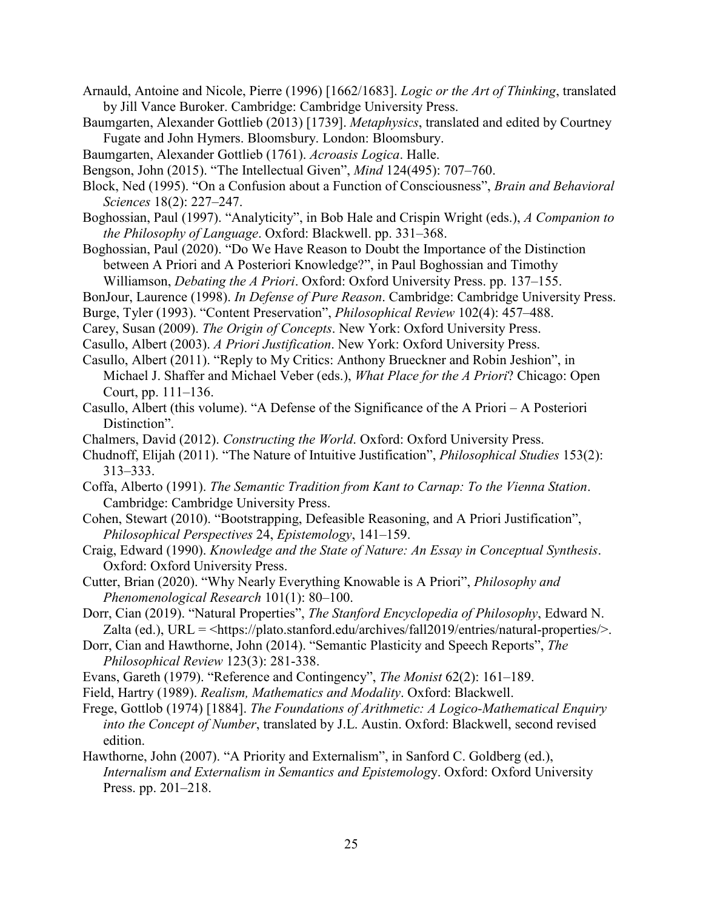Arnauld, Antoine and Nicole, Pierre (1996) [1662/1683]. *Logic or the Art of Thinking*, translated by Jill Vance Buroker. Cambridge: Cambridge University Press.

Baumgarten, Alexander Gottlieb (2013) [1739]. *Metaphysics*, translated and edited by Courtney Fugate and John Hymers. Bloomsbury. London: Bloomsbury.

Baumgarten, Alexander Gottlieb (1761). *Acroasis Logica*. Halle.

Bengson, John (2015). "The Intellectual Given", *Mind* 124(495): 707–760.

Block, Ned (1995). "On a Confusion about a Function of Consciousness", *Brain and Behavioral Sciences* 18(2): 227–247.

Boghossian, Paul (1997). "Analyticity", in Bob Hale and Crispin Wright (eds.), *A Companion to the Philosophy of Language*. Oxford: Blackwell. pp. 331–368.

Boghossian, Paul (2020). "Do We Have Reason to Doubt the Importance of the Distinction between A Priori and A Posteriori Knowledge?", in Paul Boghossian and Timothy Williamson, *Debating the A Priori*. Oxford: Oxford University Press. pp. 137–155.

BonJour, Laurence (1998). *In Defense of Pure Reason*. Cambridge: Cambridge University Press.

Burge, Tyler (1993). "Content Preservation", *Philosophical Review* 102(4): 457–488.

Carey, Susan (2009). *The Origin of Concepts*. New York: Oxford University Press.

Casullo, Albert (2003). *A Priori Justification*. New York: Oxford University Press.

Casullo, Albert (2011). "Reply to My Critics: Anthony Brueckner and Robin Jeshion", in Michael J. Shaffer and Michael Veber (eds.), *What Place for the A Priori*? Chicago: Open Court, pp. 111–136.

Casullo, Albert (this volume). "A Defense of the Significance of the A Priori – A Posteriori Distinction".

Chalmers, David (2012). *Constructing the World*. Oxford: Oxford University Press.

Chudnoff, Elijah (2011). "The Nature of Intuitive Justification", *Philosophical Studies* 153(2): 313–333.

Coffa, Alberto (1991). *The Semantic Tradition from Kant to Carnap: To the Vienna Station*. Cambridge: Cambridge University Press.

Cohen, Stewart (2010). "Bootstrapping, Defeasible Reasoning, and A Priori Justification", *Philosophical Perspectives* 24, *Epistemology*, 141–159.

Craig, Edward (1990). *Knowledge and the State of Nature: An Essay in Conceptual Synthesis*. Oxford: Oxford University Press.

Cutter, Brian (2020). "Why Nearly Everything Knowable is A Priori", *Philosophy and Phenomenological Research* 101(1): 80–100.

Dorr, Cian (2019). "Natural Properties", *The Stanford Encyclopedia of Philosophy*, Edward N. Zalta (ed.), URL = <https://plato.stanford.edu/archives/fall2019/entries/natural-properties/>.

Dorr, Cian and Hawthorne, John (2014). "Semantic Plasticity and Speech Reports", *The Philosophical Review* 123(3): 281-338.

Evans, Gareth (1979). "Reference and Contingency", *The Monist* 62(2): 161–189.

Field, Hartry (1989). *Realism, Mathematics and Modality*. Oxford: Blackwell.

Frege, Gottlob (1974) [1884]. *The Foundations of Arithmetic: A Logico-Mathematical Enquiry into the Concept of Number*, translated by J.L. Austin. Oxford: Blackwell, second revised edition.

Hawthorne, John (2007). "A Priority and Externalism", in Sanford C. Goldberg (ed.), *Internalism and Externalism in Semantics and Epistemology*. Oxford: Oxford University Press. pp. 201–218.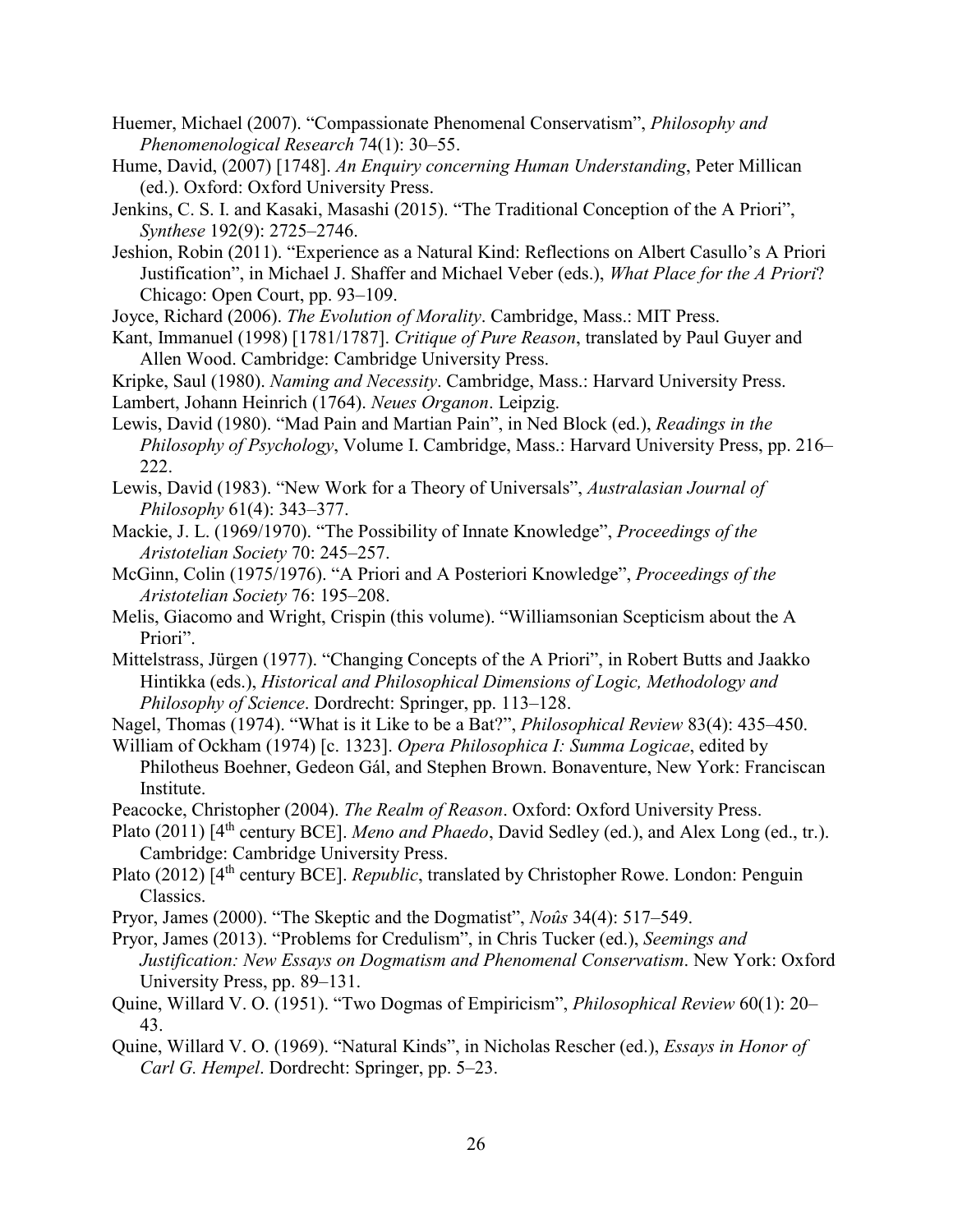Huemer, Michael (2007). "Compassionate Phenomenal Conservatism", *Philosophy and Phenomenological Research* 74(1): 30–55.

Hume, David, (2007) [1748]. *An Enquiry concerning Human Understanding*, Peter Millican (ed.). Oxford: Oxford University Press.

Jenkins, C. S. I. and Kasaki, Masashi (2015). "The Traditional Conception of the A Priori", *Synthese* 192(9): 2725–2746.

Jeshion, Robin (2011). "Experience as a Natural Kind: Reflections on Albert Casullo's A Priori Justification", in Michael J. Shaffer and Michael Veber (eds.), *What Place for the A Priori*? Chicago: Open Court, pp. 93–109.

Joyce, Richard (2006). *The Evolution of Morality*. Cambridge, Mass.: MIT Press.

Kant, Immanuel (1998) [1781/1787]. *Critique of Pure Reason*, translated by Paul Guyer and Allen Wood. Cambridge: Cambridge University Press.

Kripke, Saul (1980). *Naming and Necessity*. Cambridge, Mass.: Harvard University Press.

Lambert, Johann Heinrich (1764). *Neues Organon*. Leipzig.

Lewis, David (1980). "Mad Pain and Martian Pain", in Ned Block (ed.), *Readings in the Philosophy of Psychology*, Volume I. Cambridge, Mass.: Harvard University Press, pp. 216–222.

Lewis, David (1983). "New Work for a Theory of Universals", *Australasian Journal of Philosophy* 61(4): 343–377.

Mackie, J. L. (1969/1970). "The Possibility of Innate Knowledge", *Proceedings of the Aristotelian Society* 70: 245–257.

McGinn, Colin (1975/1976). "A Priori and A Posteriori Knowledge", *Proceedings of the Aristotelian Society* 76: 195–208.

Melis, Giacomo and Wright, Crispin (this volume). "Williamsonian Scepticism about the A Priori".

Mittelstrass, Jürgen (1977). "Changing Concepts of the A Priori", in Robert Butts and Jaakko Hintikka (eds.), *Historical and Philosophical Dimensions of Logic, Methodology and Philosophy of Science*. Dordrecht: Springer, pp. 113–128.

Nagel, Thomas (1974). "What is it Like to be a Bat?", *Philosophical Review* 83(4): 435–450.

William of Ockham (1974) [c. 1323]. *Opera Philosophica I: Summa Logicae*, edited by Philotheus Boehner, Gedeon Gál, and Stephen Brown. Bonaventure, New York: Franciscan Institute.

Peacocke, Christopher (2004). *The Realm of Reason*. Oxford: Oxford University Press.

Plato (2011) [4th century BCE]. *Meno and Phaedo*, David Sedley (ed.), and Alex Long (ed., tr.). Cambridge: Cambridge University Press.

Plato (2012) [4th century BCE]. *Republic*, translated by Christopher Rowe. London: Penguin Classics.

Pryor, James (2000). "The Skeptic and the Dogmatist", *Noûs* 34(4): 517–549.

Pryor, James (2013). "Problems for Credulism", in Chris Tucker (ed.), *Seemings and Justification: New Essays on Dogmatism and Phenomenal Conservatism*. New York: Oxford University Press, pp. 89–131.

Quine, Willard V. O. (1951). "Two Dogmas of Empiricism", *Philosophical Review* 60(1): 20–43.

Quine, Willard V. O. (1969). "Natural Kinds", in Nicholas Rescher (ed.), *Essays in Honor of Carl G. Hempel*. Dordrecht: Springer, pp. 5–23.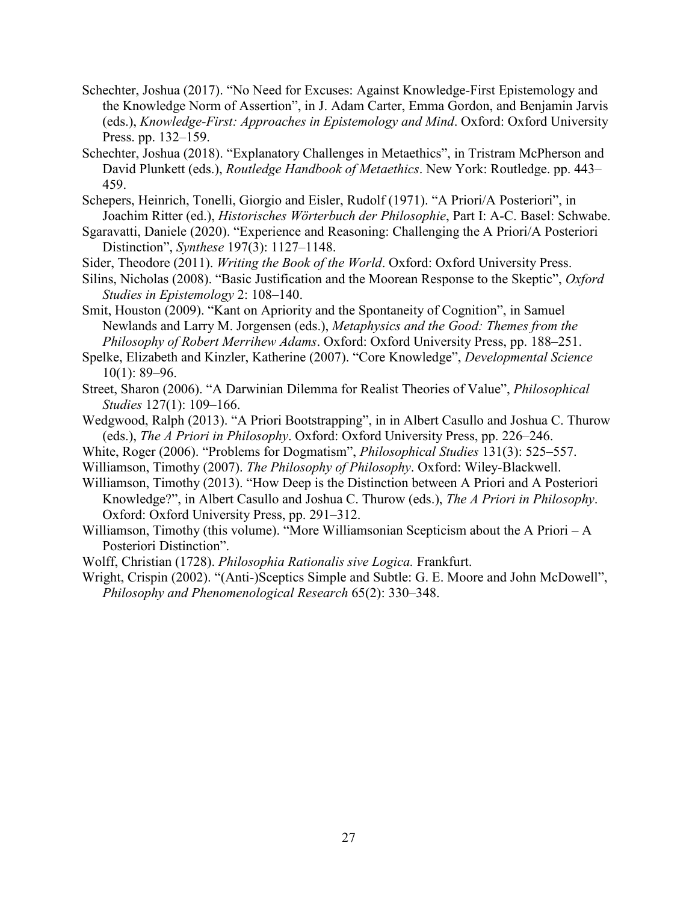Schechter, Joshua (2017). "No Need for Excuses: Against Knowledge-First Epistemology and the Knowledge Norm of Assertion", in J. Adam Carter, Emma Gordon, and Benjamin Jarvis (eds.), *Knowledge-First: Approaches in Epistemology and Mind*. Oxford: Oxford University Press. pp. 132–159.

Schechter, Joshua (2018). "Explanatory Challenges in Metaethics", in Tristram McPherson and David Plunkett (eds.), *Routledge Handbook of Metaethics*. New York: Routledge. pp. 443–459.

Schepers, Heinrich, Tonelli, Giorgio and Eisler, Rudolf (1971). "A Priori/A Posteriori", in Joachim Ritter (ed.), *Historisches Wörterbuch der Philosophie*, Part I: A-C. Basel: Schwabe.

Sgaravatti, Daniele (2020). "Experience and Reasoning: Challenging the A Priori/A Posteriori Distinction", *Synthese* 197(3): 1127–1148.

Sider, Theodore (2011). *Writing the Book of the World*. Oxford: Oxford University Press.

Silins, Nicholas (2008). "Basic Justification and the Moorean Response to the Skeptic", *Oxford Studies in Epistemology* 2: 108–140.

Smit, Houston (2009). "Kant on Apriority and the Spontaneity of Cognition", in Samuel Newlands and Larry M. Jorgensen (eds.), *Metaphysics and the Good: Themes from the Philosophy of Robert Merrihew Adams*. Oxford: Oxford University Press, pp. 188–251.

Spelke, Elizabeth and Kinzler, Katherine (2007). "Core Knowledge", *Developmental Science* 10(1): 89–96.

Street, Sharon (2006). "A Darwinian Dilemma for Realist Theories of Value", *Philosophical Studies* 127(1): 109–166.

Wedgwood, Ralph (2013). "A Priori Bootstrapping", in in Albert Casullo and Joshua C. Thurow (eds.), *The A Priori in Philosophy*. Oxford: Oxford University Press, pp. 226–246.

White, Roger (2006). "Problems for Dogmatism", *Philosophical Studies* 131(3): 525–557.

Williamson, Timothy (2007). *The Philosophy of Philosophy*. Oxford: Wiley-Blackwell.

Williamson, Timothy (2013). "How Deep is the Distinction between A Priori and A Posteriori Knowledge?", in Albert Casullo and Joshua C. Thurow (eds.), *The A Priori in Philosophy*. Oxford: Oxford University Press, pp. 291–312.

Williamson, Timothy (this volume). "More Williamsonian Scepticism about the A Priori – A Posteriori Distinction".

Wolff, Christian (1728). *Philosophia Rationalis sive Logica.* Frankfurt.

Wright, Crispin (2002). "(Anti-)Sceptics Simple and Subtle: G. E. Moore and John McDowell", *Philosophy and Phenomenological Research* 65(2): 330–348.